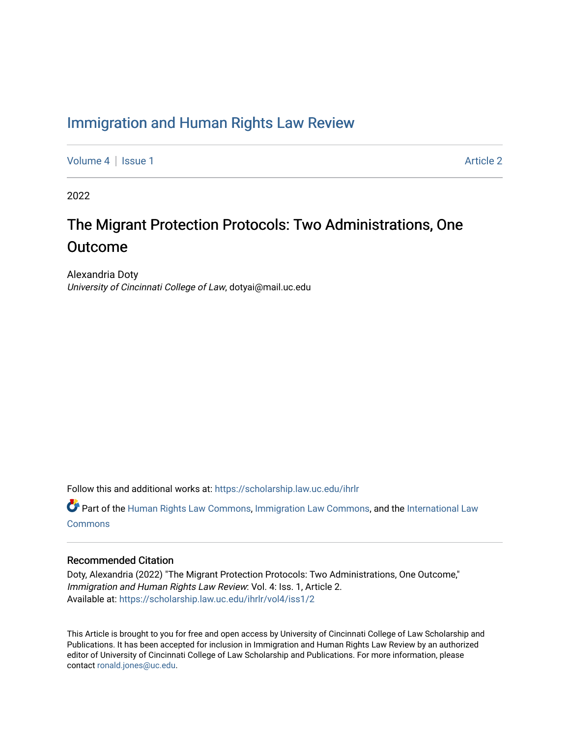# Immigration and Human Rights Law Review

Volume 4 | Issue 1 — Article 2

2022

## The Migrant Protection Protocols: Two Administrations, One Outcome

Alexandria Doty
*University of Cincinnati College of Law*, dotyai@mail.uc.edu

Follow this and additional works at: https://scholarship.law.uc.edu/ihrlr

Part of the Human Rights Law Commons, Immigration Law Commons, and the International Law Commons

### Recommended Citation

Doty, Alexandria (2022) "The Migrant Protection Protocols: Two Administrations, One Outcome," *Immigration and Human Rights Law Review*: Vol. 4: Iss. 1, Article 2.
Available at: https://scholarship.law.uc.edu/ihrlr/vol4/iss1/2

This Article is brought to you for free and open access by University of Cincinnati College of Law Scholarship and Publications. It has been accepted for inclusion in Immigration and Human Rights Law Review by an authorized editor of University of Cincinnati College of Law Scholarship and Publications. For more information, please contact ronald.jones@uc.edu.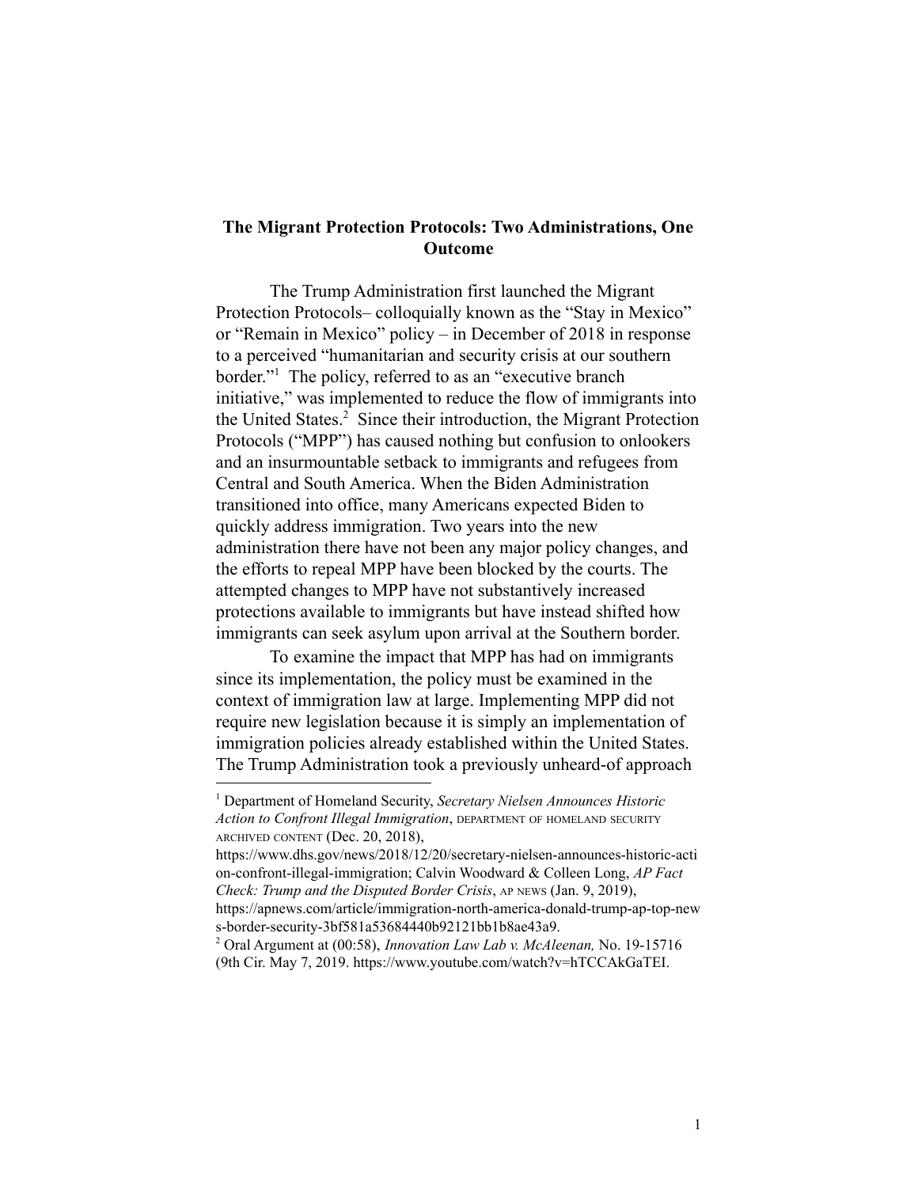## The Migrant Protection Protocols: Two Administrations, One Outcome

The Trump Administration first launched the Migrant Protection Protocols– colloquially known as the "Stay in Mexico" or "Remain in Mexico" policy – in December of 2018 in response to a perceived "humanitarian and security crisis at our southern border."[1] The policy, referred to as an "executive branch initiative," was implemented to reduce the flow of immigrants into the United States.[2] Since their introduction, the Migrant Protection Protocols ("MPP") has caused nothing but confusion to onlookers and an insurmountable setback to immigrants and refugees from Central and South America. When the Biden Administration transitioned into office, many Americans expected Biden to quickly address immigration. Two years into the new administration there have not been any major policy changes, and the efforts to repeal MPP have been blocked by the courts. The attempted changes to MPP have not substantively increased protections available to immigrants but have instead shifted how immigrants can seek asylum upon arrival at the Southern border.

To examine the impact that MPP has had on immigrants since its implementation, the policy must be examined in the context of immigration law at large. Implementing MPP did not require new legislation because it is simply an implementation of immigration policies already established within the United States. The Trump Administration took a previously unheard-of approach

---

[1] Department of Homeland Security, *Secretary Nielsen Announces Historic Action to Confront Illegal Immigration*, DEPARTMENT OF HOMELAND SECURITY ARCHIVED CONTENT (Dec. 20, 2018), https://www.dhs.gov/news/2018/12/20/secretary-nielsen-announces-historic-action-confront-illegal-immigration; Calvin Woodward & Colleen Long, *AP Fact Check: Trump and the Disputed Border Crisis*, AP NEWS (Jan. 9, 2019), https://apnews.com/article/immigration-north-america-donald-trump-ap-top-news-border-security-3bf581a53684440b92121bb1b8ae43a9.

[2] Oral Argument at (00:58), *Innovation Law Lab v. McAleenan,* No. 19-15716 (9th Cir. May 7, 2019. https://www.youtube.com/watch?v=hTCCAkGaTEI.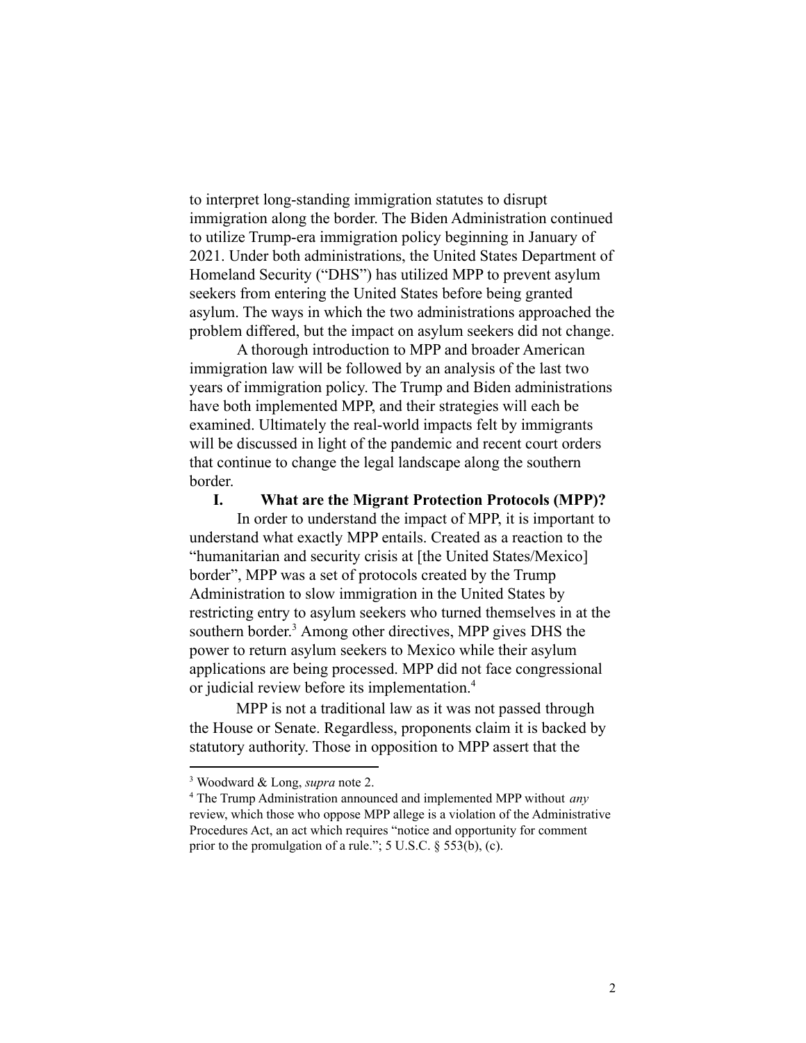to interpret long-standing immigration statutes to disrupt immigration along the border. The Biden Administration continued to utilize Trump-era immigration policy beginning in January of 2021. Under both administrations, the United States Department of Homeland Security ("DHS") has utilized MPP to prevent asylum seekers from entering the United States before being granted asylum. The ways in which the two administrations approached the problem differed, but the impact on asylum seekers did not change.

A thorough introduction to MPP and broader American immigration law will be followed by an analysis of the last two years of immigration policy. The Trump and Biden administrations have both implemented MPP, and their strategies will each be examined. Ultimately the real-world impacts felt by immigrants will be discussed in light of the pandemic and recent court orders that continue to change the legal landscape along the southern border.

## I. What are the Migrant Protection Protocols (MPP)?

In order to understand the impact of MPP, it is important to understand what exactly MPP entails. Created as a reaction to the "humanitarian and security crisis at [the United States/Mexico] border", MPP was a set of protocols created by the Trump Administration to slow immigration in the United States by restricting entry to asylum seekers who turned themselves in at the southern border.[3] Among other directives, MPP gives DHS the power to return asylum seekers to Mexico while their asylum applications are being processed. MPP did not face congressional or judicial review before its implementation.[4]

MPP is not a traditional law as it was not passed through the House or Senate. Regardless, proponents claim it is backed by statutory authority. Those in opposition to MPP assert that the

---

[3] Woodward & Long, *supra* note 2.

[4] The Trump Administration announced and implemented MPP without *any* review, which those who oppose MPP allege is a violation of the Administrative Procedures Act, an act which requires "notice and opportunity for comment prior to the promulgation of a rule."; 5 U.S.C. § 553(b), (c).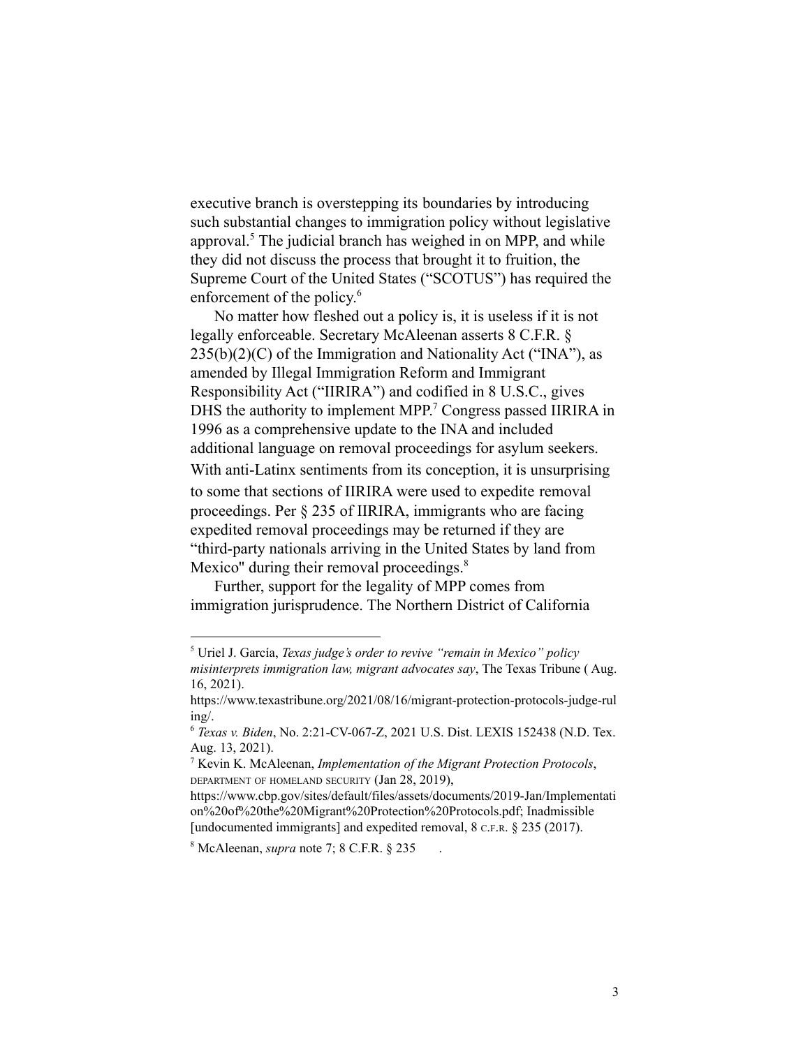executive branch is overstepping its boundaries by introducing such substantial changes to immigration policy without legislative approval.[5] The judicial branch has weighed in on MPP, and while they did not discuss the process that brought it to fruition, the Supreme Court of the United States ("SCOTUS") has required the enforcement of the policy.[6]

No matter how fleshed out a policy is, it is useless if it is not legally enforceable. Secretary McAleenan asserts 8 C.F.R. § 235(b)(2)(C) of the Immigration and Nationality Act ("INA"), as amended by Illegal Immigration Reform and Immigrant Responsibility Act ("IIRIRA") and codified in 8 U.S.C., gives DHS the authority to implement MPP.[7] Congress passed IIRIRA in 1996 as a comprehensive update to the INA and included additional language on removal proceedings for asylum seekers. With anti-Latinx sentiments from its conception, it is unsurprising to some that sections of IIRIRA were used to expedite removal proceedings. Per § 235 of IIRIRA, immigrants who are facing expedited removal proceedings may be returned if they are "third-party nationals arriving in the United States by land from Mexico" during their removal proceedings.[8]

Further, support for the legality of MPP comes from immigration jurisprudence. The Northern District of California

---

[5] Uriel J. García, *Texas judge's order to revive "remain in Mexico" policy misinterprets immigration law, migrant advocates say*, The Texas Tribune ( Aug. 16, 2021). https://www.texastribune.org/2021/08/16/migrant-protection-protocols-judge-ruling/.

[6] *Texas v. Biden*, No. 2:21-CV-067-Z, 2021 U.S. Dist. LEXIS 152438 (N.D. Tex. Aug. 13, 2021).

[7] Kevin K. McAleenan, *Implementation of the Migrant Protection Protocols*, DEPARTMENT OF HOMELAND SECURITY (Jan 28, 2019), https://www.cbp.gov/sites/default/files/assets/documents/2019-Jan/Implementation%20of%20the%20Migrant%20Protection%20Protocols.pdf; Inadmissible [undocumented immigrants] and expedited removal, 8 C.F.R. § 235 (2017).

[8] McAleenan, *supra* note 7; 8 C.F.R. § 235 .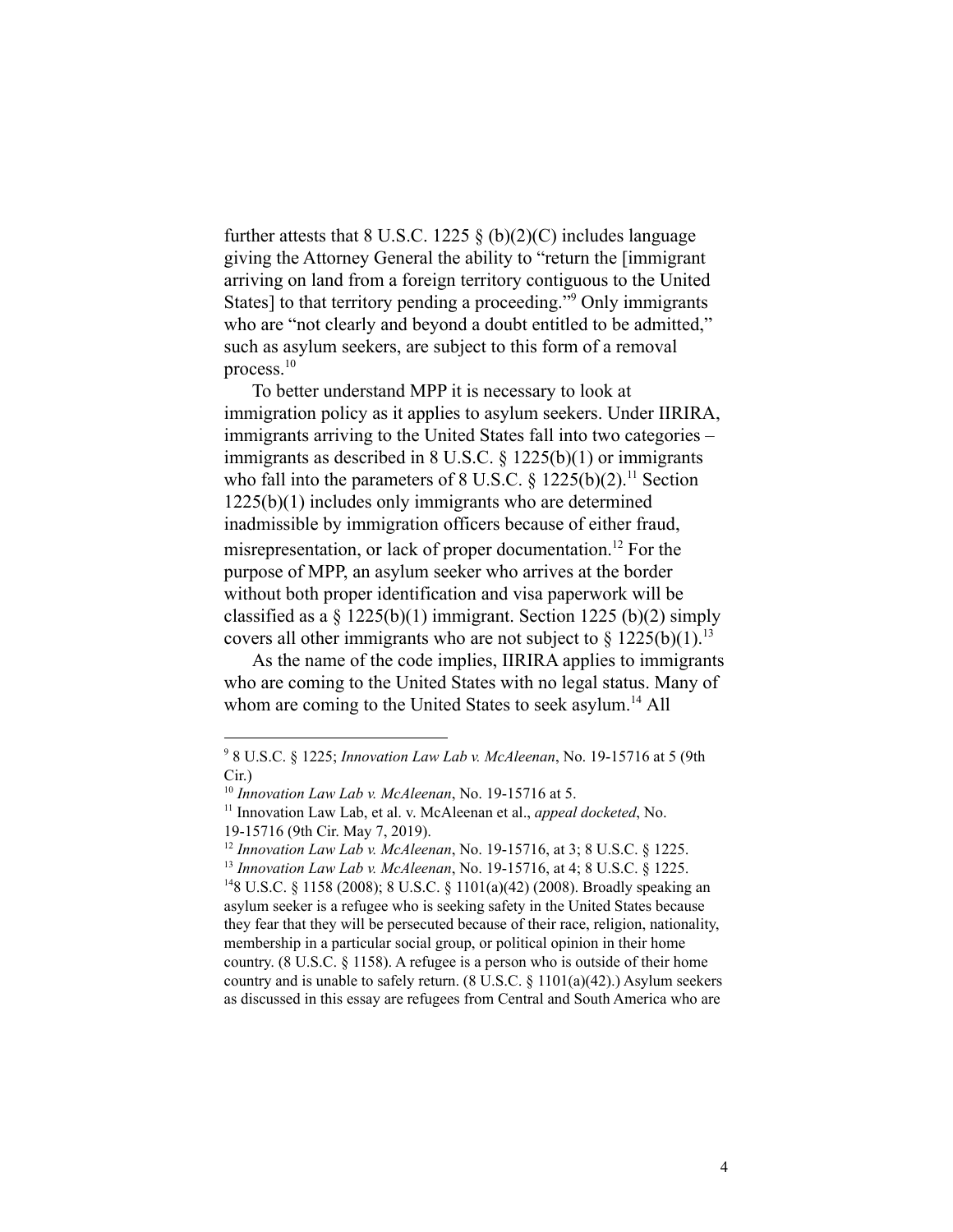further attests that 8 U.S.C. 1225 § (b)(2)(C) includes language giving the Attorney General the ability to "return the [immigrant arriving on land from a foreign territory contiguous to the United States] to that territory pending a proceeding."[9] Only immigrants who are "not clearly and beyond a doubt entitled to be admitted," such as asylum seekers, are subject to this form of a removal process.[10]

To better understand MPP it is necessary to look at immigration policy as it applies to asylum seekers. Under IIRIRA, immigrants arriving to the United States fall into two categories – immigrants as described in 8 U.S.C. § 1225(b)(1) or immigrants who fall into the parameters of 8 U.S.C. § 1225(b)(2).[11] Section 1225(b)(1) includes only immigrants who are determined inadmissible by immigration officers because of either fraud, misrepresentation, or lack of proper documentation.[12] For the purpose of MPP, an asylum seeker who arrives at the border without both proper identification and visa paperwork will be classified as a § 1225(b)(1) immigrant. Section 1225 (b)(2) simply covers all other immigrants who are not subject to § 1225(b)(1).[13]

As the name of the code implies, IIRIRA applies to immigrants who are coming to the United States with no legal status. Many of whom are coming to the United States to seek asylum.[14] All

---

[9] 8 U.S.C. § 1225; *Innovation Law Lab v. McAleenan*, No. 19-15716 at 5 (9th Cir.)

[10] *Innovation Law Lab v. McAleenan*, No. 19-15716 at 5.

[11] Innovation Law Lab, et al. v. McAleenan et al., *appeal docketed*, No. 19-15716 (9th Cir. May 7, 2019).

[12] *Innovation Law Lab v. McAleenan*, No. 19-15716, at 3; 8 U.S.C. § 1225.

[13] *Innovation Law Lab v. McAleenan*, No. 19-15716, at 4; 8 U.S.C. § 1225.

[14] 8 U.S.C. § 1158 (2008); 8 U.S.C. § 1101(a)(42) (2008). Broadly speaking an asylum seeker is a refugee who is seeking safety in the United States because they fear that they will be persecuted because of their race, religion, nationality, membership in a particular social group, or political opinion in their home country. (8 U.S.C. § 1158). A refugee is a person who is outside of their home country and is unable to safely return. (8 U.S.C. § 1101(a)(42).) Asylum seekers as discussed in this essay are refugees from Central and South America who are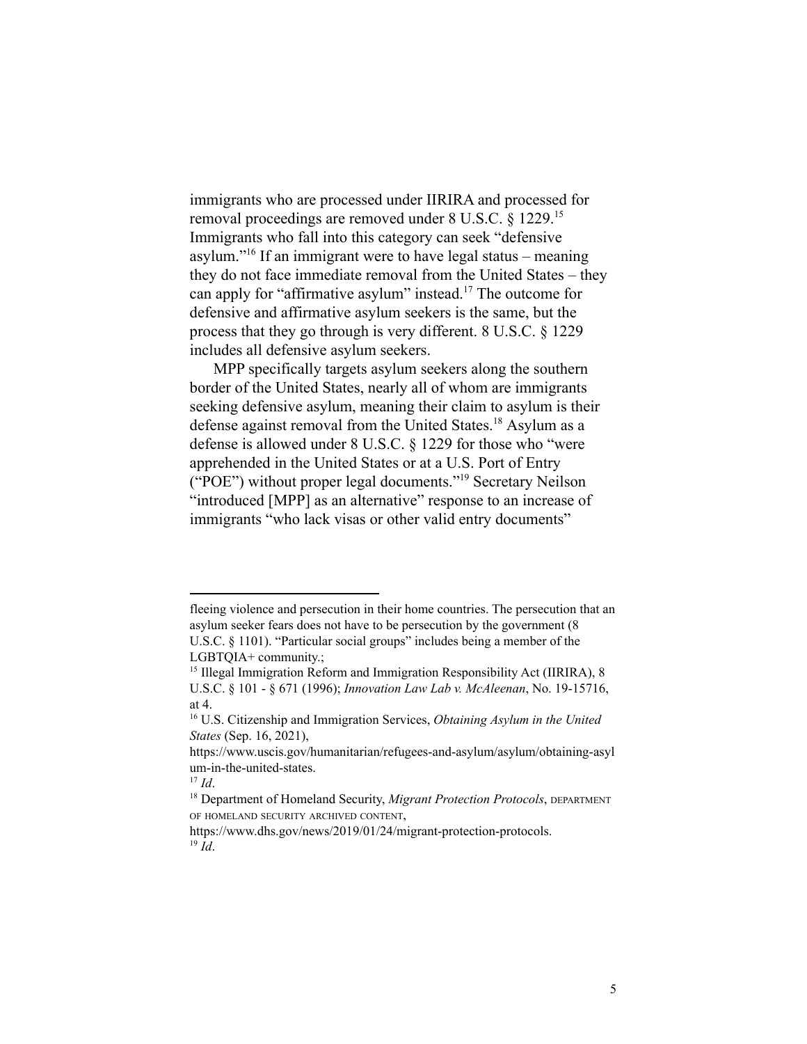immigrants who are processed under IIRIRA and processed for removal proceedings are removed under 8 U.S.C. § 1229.[15] Immigrants who fall into this category can seek "defensive asylum."[16] If an immigrant were to have legal status – meaning they do not face immediate removal from the United States – they can apply for "affirmative asylum" instead.[17] The outcome for defensive and affirmative asylum seekers is the same, but the process that they go through is very different. 8 U.S.C. § 1229 includes all defensive asylum seekers.

MPP specifically targets asylum seekers along the southern border of the United States, nearly all of whom are immigrants seeking defensive asylum, meaning their claim to asylum is their defense against removal from the United States.[18] Asylum as a defense is allowed under 8 U.S.C. § 1229 for those who "were apprehended in the United States or at a U.S. Port of Entry ("POE") without proper legal documents."[19] Secretary Neilson "introduced [MPP] as an alternative" response to an increase of immigrants "who lack visas or other valid entry documents"

---

fleeing violence and persecution in their home countries. The persecution that an asylum seeker fears does not have to be persecution by the government (8 U.S.C. § 1101). "Particular social groups" includes being a member of the LGBTQIA+ community.;

[15] Illegal Immigration Reform and Immigration Responsibility Act (IIRIRA), 8 U.S.C. § 101 - § 671 (1996); *Innovation Law Lab v. McAleenan*, No. 19-15716, at 4.

[16] U.S. Citizenship and Immigration Services, *Obtaining Asylum in the United States* (Sep. 16, 2021), https://www.uscis.gov/humanitarian/refugees-and-asylum/asylum/obtaining-asylum-in-the-united-states.

[17] *Id*.

[18] Department of Homeland Security, *Migrant Protection Protocols*, DEPARTMENT OF HOMELAND SECURITY ARCHIVED CONTENT, https://www.dhs.gov/news/2019/01/24/migrant-protection-protocols.

[19] *Id*.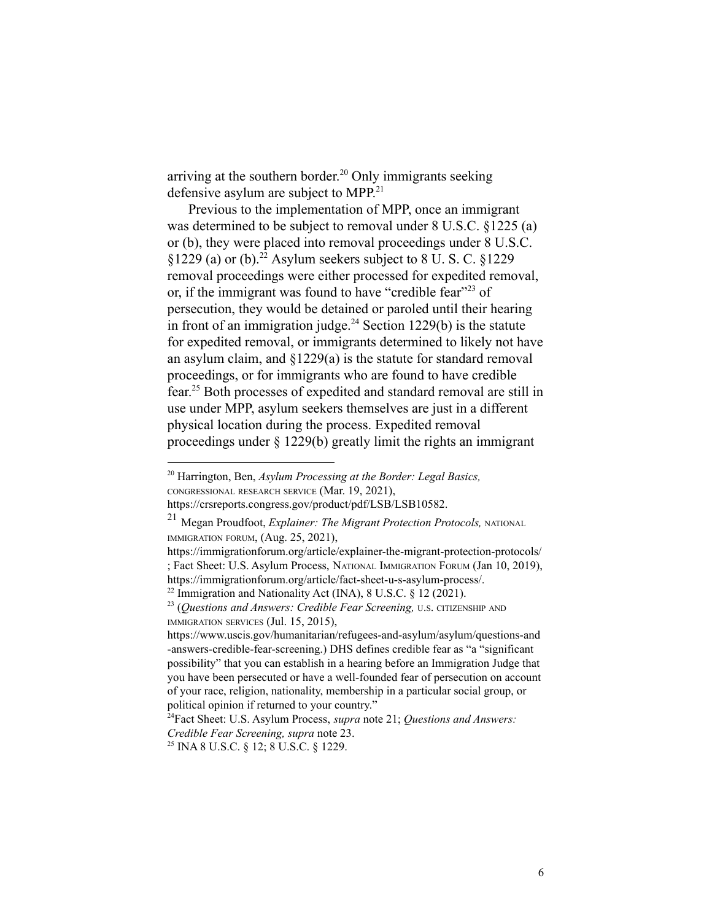arriving at the southern border.[20] Only immigrants seeking defensive asylum are subject to MPP.[21]

Previous to the implementation of MPP, once an immigrant was determined to be subject to removal under 8 U.S.C. §1225 (a) or (b), they were placed into removal proceedings under 8 U.S.C. §1229 (a) or (b).[22] Asylum seekers subject to 8 U. S. C. §1229 removal proceedings were either processed for expedited removal, or, if the immigrant was found to have "credible fear"[23] of persecution, they would be detained or paroled until their hearing in front of an immigration judge.[24] Section 1229(b) is the statute for expedited removal, or immigrants determined to likely not have an asylum claim, and §1229(a) is the statute for standard removal proceedings, or for immigrants who are found to have credible fear.[25] Both processes of expedited and standard removal are still in use under MPP, asylum seekers themselves are just in a different physical location during the process. Expedited removal proceedings under § 1229(b) greatly limit the rights an immigrant

---

[20] Harrington, Ben, *Asylum Processing at the Border: Legal Basics,* CONGRESSIONAL RESEARCH SERVICE (Mar. 19, 2021), https://crsreports.congress.gov/product/pdf/LSB/LSB10582.

[21] Megan Proudfoot, *Explainer: The Migrant Protection Protocols,* NATIONAL IMMIGRATION FORUM, (Aug. 25, 2021), https://immigrationforum.org/article/explainer-the-migrant-protection-protocols/ ; Fact Sheet: U.S. Asylum Process, NATIONAL IMMIGRATION FORUM (Jan 10, 2019), https://immigrationforum.org/article/fact-sheet-u-s-asylum-process/.

[22] Immigration and Nationality Act (INA), 8 U.S.C. § 12 (2021).

[23] (*Questions and Answers: Credible Fear Screening,* U.S. CITIZENSHIP AND IMMIGRATION SERVICES (Jul. 15, 2015), https://www.uscis.gov/humanitarian/refugees-and-asylum/asylum/questions-and-answers-credible-fear-screening.) DHS defines credible fear as "a "significant possibility" that you can establish in a hearing before an Immigration Judge that you have been persecuted or have a well-founded fear of persecution on account of your race, religion, nationality, membership in a particular social group, or political opinion if returned to your country."

[24] Fact Sheet: U.S. Asylum Process, *supra* note 21; *Questions and Answers: Credible Fear Screening, supra* note 23.

[25] INA 8 U.S.C. § 12; 8 U.S.C. § 1229.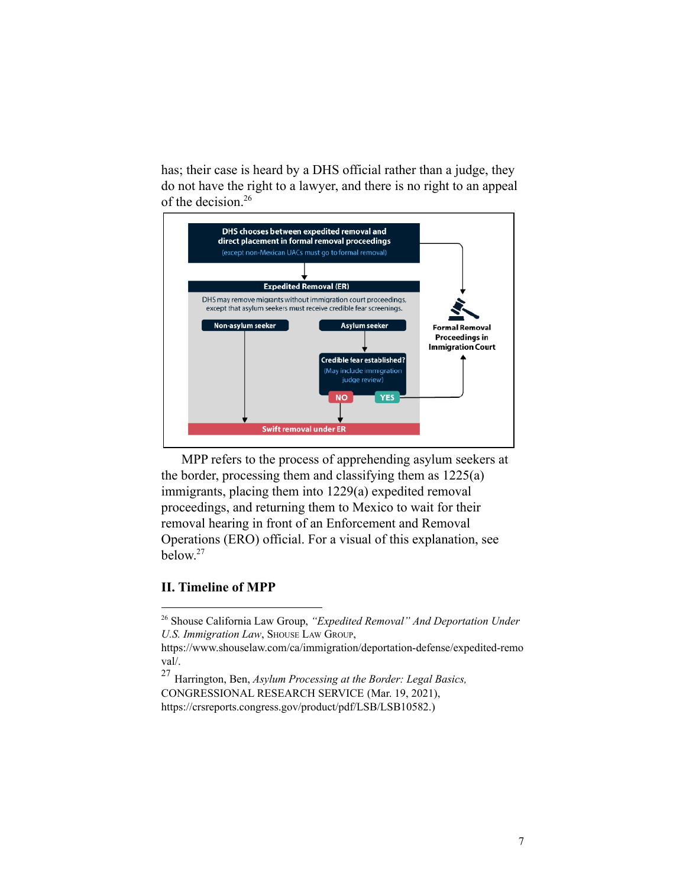has; their case is heard by a DHS official rather than a judge, they do not have the right to a lawyer, and there is no right to an appeal of the decision.[26]

**DHS chooses between expedited removal and direct placement in formal removal proceedings**
(except non-Mexican UACs must go to formal removal)

**Expedited Removal (ER)**

DHS may remove migrants without immigration court proceedings, except that asylum seekers must receive credible fear screenings.

**Non-asylum seeker**

**Asylum seeker**

**Credible fear established?**
(May include immigration judge review)

**NO**

**YES**

**Swift removal under ER**

**Formal Removal Proceedings in Immigration Court**

MPP refers to the process of apprehending asylum seekers at the border, processing them and classifying them as 1225(a) immigrants, placing them into 1229(a) expedited removal proceedings, and returning them to Mexico to wait for their removal hearing in front of an Enforcement and Removal Operations (ERO) official. For a visual of this explanation, see below.[27]

## II. Timeline of MPP

---

[26] Shouse California Law Group, *"Expedited Removal" And Deportation Under U.S. Immigration Law*, SHOUSE LAW GROUP, https://www.shouselaw.com/ca/immigration/deportation-defense/expedited-removal/.

[27] Harrington, Ben, *Asylum Processing at the Border: Legal Basics,* CONGRESSIONAL RESEARCH SERVICE (Mar. 19, 2021), https://crsreports.congress.gov/product/pdf/LSB/LSB10582.)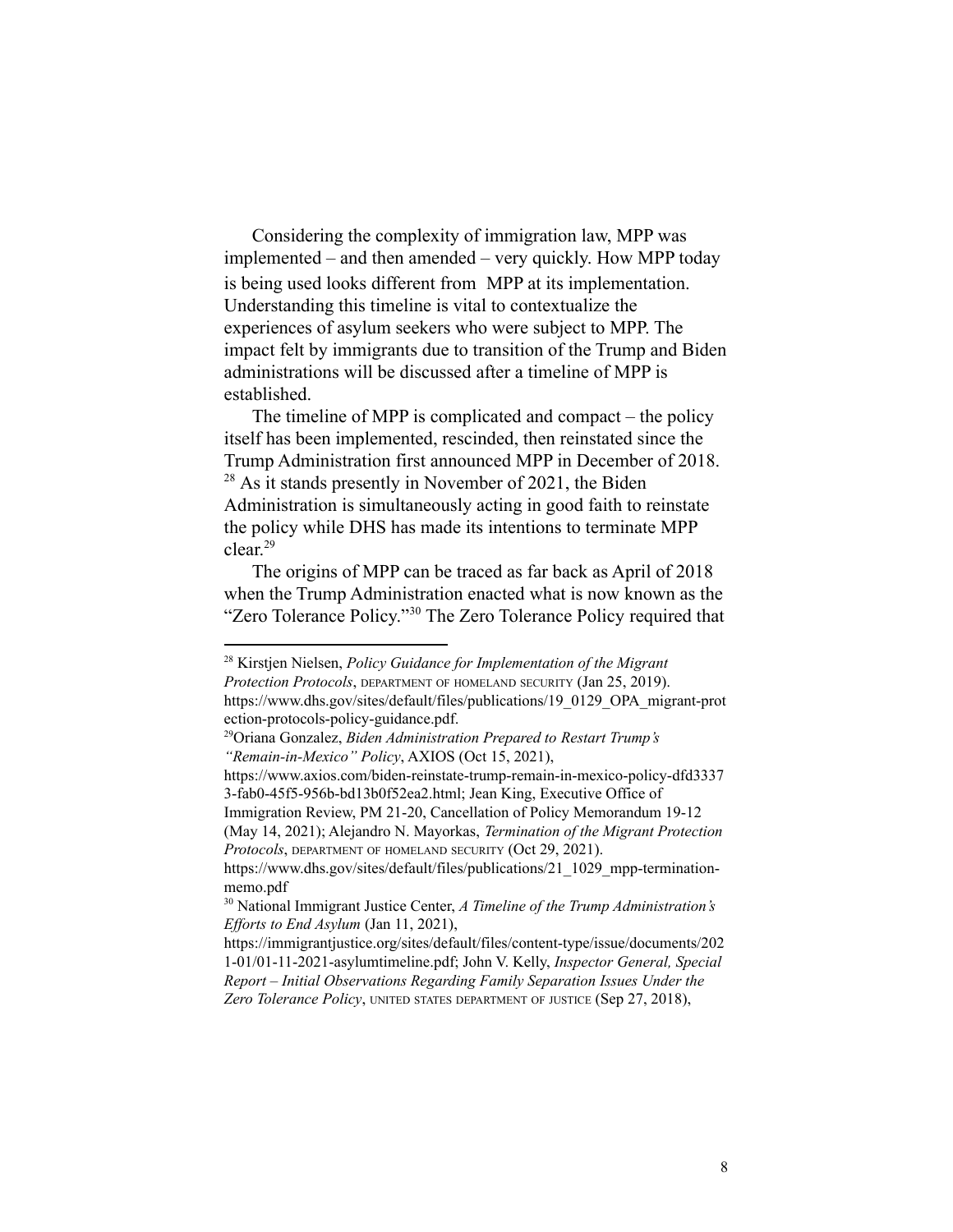Considering the complexity of immigration law, MPP was implemented – and then amended – very quickly. How MPP today is being used looks different from MPP at its implementation. Understanding this timeline is vital to contextualize the experiences of asylum seekers who were subject to MPP. The impact felt by immigrants due to transition of the Trump and Biden administrations will be discussed after a timeline of MPP is established.

The timeline of MPP is complicated and compact – the policy itself has been implemented, rescinded, then reinstated since the Trump Administration first announced MPP in December of 2018.[28] As it stands presently in November of 2021, the Biden Administration is simultaneously acting in good faith to reinstate the policy while DHS has made its intentions to terminate MPP clear.[29]

The origins of MPP can be traced as far back as April of 2018 when the Trump Administration enacted what is now known as the "Zero Tolerance Policy."[30] The Zero Tolerance Policy required that

---

[28] Kirstjen Nielsen, *Policy Guidance for Implementation of the Migrant Protection Protocols*, DEPARTMENT OF HOMELAND SECURITY (Jan 25, 2019). https://www.dhs.gov/sites/default/files/publications/19_0129_OPA_migrant-protection-protocols-policy-guidance.pdf.

[29] Oriana Gonzalez, *Biden Administration Prepared to Restart Trump's "Remain-in-Mexico" Policy*, AXIOS (Oct 15, 2021), https://www.axios.com/biden-reinstate-trump-remain-in-mexico-policy-dfd33373-fab0-45f5-956b-bd13b0f52ea2.html; Jean King, Executive Office of Immigration Review, PM 21-20, Cancellation of Policy Memorandum 19-12 (May 14, 2021); Alejandro N. Mayorkas, *Termination of the Migrant Protection Protocols*, DEPARTMENT OF HOMELAND SECURITY (Oct 29, 2021). https://www.dhs.gov/sites/default/files/publications/21_1029_mpp-termination-memo.pdf

[30] National Immigrant Justice Center, *A Timeline of the Trump Administration's Efforts to End Asylum* (Jan 11, 2021), https://immigrantjustice.org/sites/default/files/content-type/issue/documents/2021-01/01-11-2021-asylumtimeline.pdf; John V. Kelly, *Inspector General, Special Report – Initial Observations Regarding Family Separation Issues Under the Zero Tolerance Policy*, UNITED STATES DEPARTMENT OF JUSTICE (Sep 27, 2018),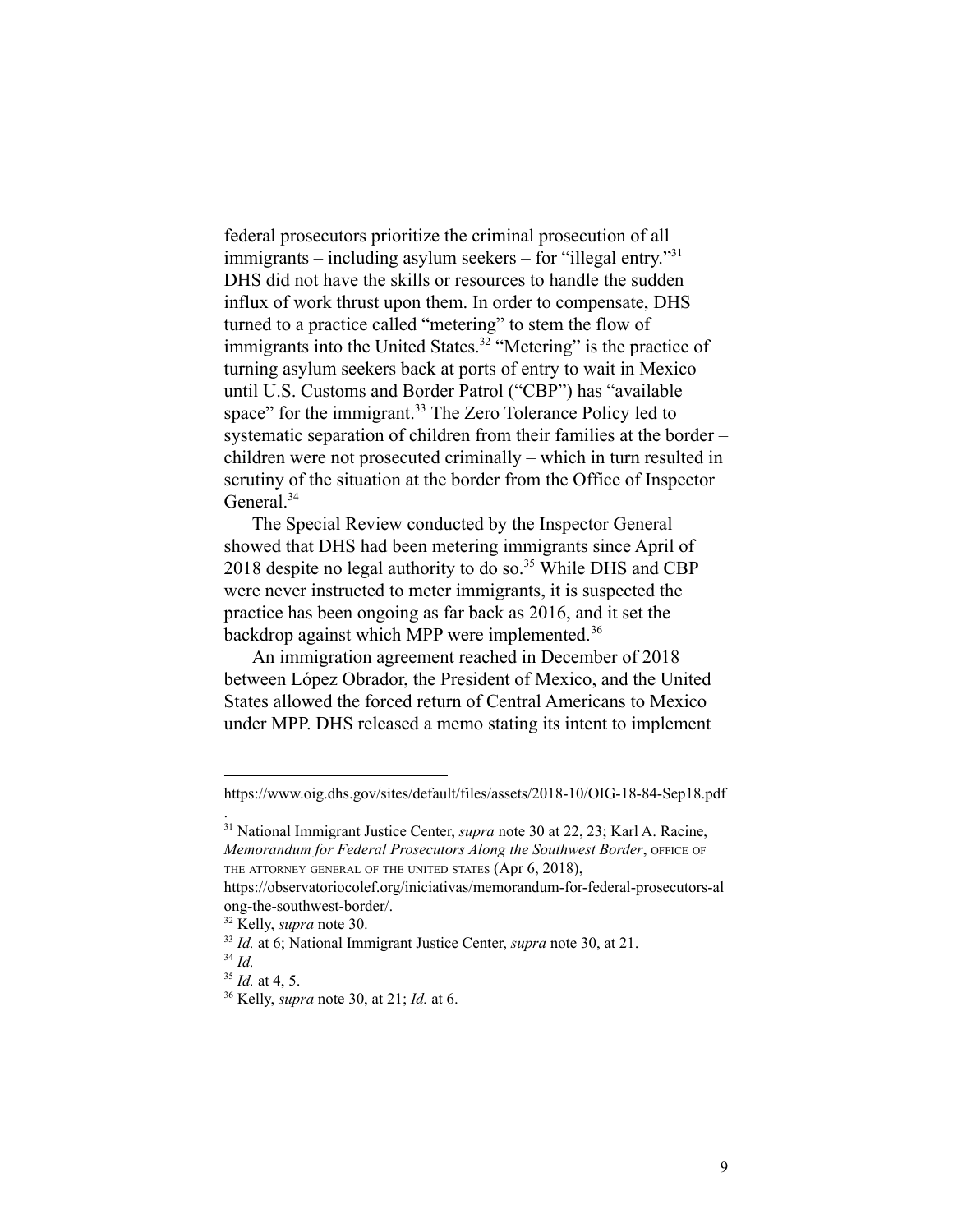federal prosecutors prioritize the criminal prosecution of all immigrants – including asylum seekers – for "illegal entry."[31] DHS did not have the skills or resources to handle the sudden influx of work thrust upon them. In order to compensate, DHS turned to a practice called "metering" to stem the flow of immigrants into the United States.[32] "Metering" is the practice of turning asylum seekers back at ports of entry to wait in Mexico until U.S. Customs and Border Patrol ("CBP") has "available space" for the immigrant.[33] The Zero Tolerance Policy led to systematic separation of children from their families at the border – children were not prosecuted criminally – which in turn resulted in scrutiny of the situation at the border from the Office of Inspector General.[34]

The Special Review conducted by the Inspector General showed that DHS had been metering immigrants since April of 2018 despite no legal authority to do so.[35] While DHS and CBP were never instructed to meter immigrants, it is suspected the practice has been ongoing as far back as 2016, and it set the backdrop against which MPP were implemented.[36]

An immigration agreement reached in December of 2018 between López Obrador, the President of Mexico, and the United States allowed the forced return of Central Americans to Mexico under MPP. DHS released a memo stating its intent to implement

---

https://www.oig.dhs.gov/sites/default/files/assets/2018-10/OIG-18-84-Sep18.pdf.

[31] National Immigrant Justice Center, *supra* note 30 at 22, 23; Karl A. Racine, *Memorandum for Federal Prosecutors Along the Southwest Border*, OFFICE OF THE ATTORNEY GENERAL OF THE UNITED STATES (Apr 6, 2018), https://observatoriocolef.org/iniciativas/memorandum-for-federal-prosecutors-along-the-southwest-border/.

[32] Kelly, *supra* note 30.

[33] *Id.* at 6; National Immigrant Justice Center, *supra* note 30, at 21.

[34] *Id.*

[35] *Id.* at 4, 5.

[36] Kelly, *supra* note 30, at 21; *Id.* at 6.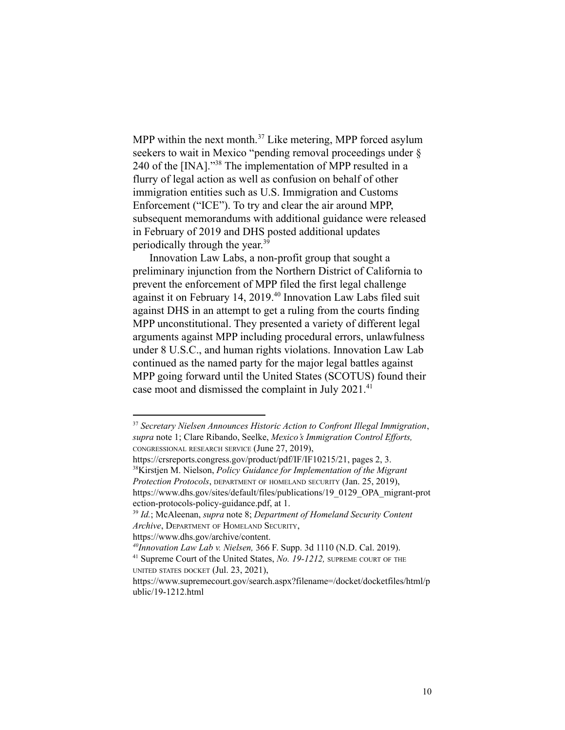MPP within the next month.[37] Like metering, MPP forced asylum seekers to wait in Mexico "pending removal proceedings under § 240 of the [INA]."[38] The implementation of MPP resulted in a flurry of legal action as well as confusion on behalf of other immigration entities such as U.S. Immigration and Customs Enforcement ("ICE"). To try and clear the air around MPP, subsequent memorandums with additional guidance were released in February of 2019 and DHS posted additional updates periodically through the year.[39]

Innovation Law Labs, a non-profit group that sought a preliminary injunction from the Northern District of California to prevent the enforcement of MPP filed the first legal challenge against it on February 14, 2019.[40] Innovation Law Labs filed suit against DHS in an attempt to get a ruling from the courts finding MPP unconstitutional. They presented a variety of different legal arguments against MPP including procedural errors, unlawfulness under 8 U.S.C., and human rights violations. Innovation Law Lab continued as the named party for the major legal battles against MPP going forward until the United States (SCOTUS) found their case moot and dismissed the complaint in July 2021.[41]

---

[37] *Secretary Nielsen Announces Historic Action to Confront Illegal Immigration*, *supra* note 1; Clare Ribando, Seelke, *Mexico's Immigration Control Efforts,* CONGRESSIONAL RESEARCH SERVICE (June 27, 2019), https://crsreports.congress.gov/product/pdf/IF/IF10215/21, pages 2, 3.

[38] Kirstjen M. Nielson, *Policy Guidance for Implementation of the Migrant Protection Protocols*, DEPARTMENT OF HOMELAND SECURITY (Jan. 25, 2019), https://www.dhs.gov/sites/default/files/publications/19_0129_OPA_migrant-protection-protocols-policy-guidance.pdf, at 1.

[39] *Id.*; McAleenan, *supra* note 8; *Department of Homeland Security Content Archive*, DEPARTMENT OF HOMELAND SECURITY, https://www.dhs.gov/archive/content.

[40] *Innovation Law Lab v. Nielsen,* 366 F. Supp. 3d 1110 (N.D. Cal. 2019).

[41] Supreme Court of the United States, *No. 19-1212,* SUPREME COURT OF THE UNITED STATES DOCKET (Jul. 23, 2021), https://www.supremecourt.gov/search.aspx?filename=/docket/docketfiles/html/public/19-1212.html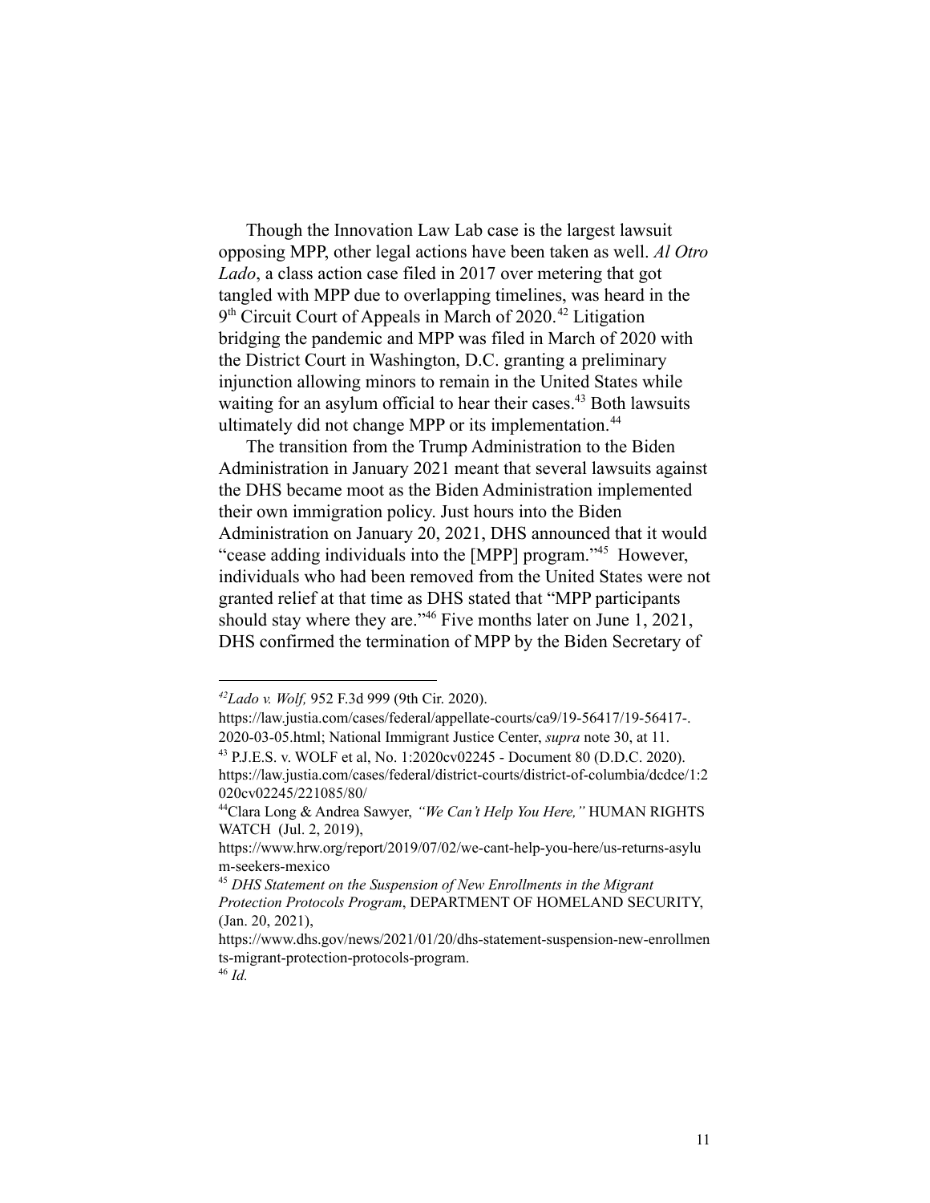Though the Innovation Law Lab case is the largest lawsuit opposing MPP, other legal actions have been taken as well. *Al Otro Lado*, a class action case filed in 2017 over metering that got tangled with MPP due to overlapping timelines, was heard in the 9th Circuit Court of Appeals in March of 2020.[42] Litigation bridging the pandemic and MPP was filed in March of 2020 with the District Court in Washington, D.C. granting a preliminary injunction allowing minors to remain in the United States while waiting for an asylum official to hear their cases.[43] Both lawsuits ultimately did not change MPP or its implementation.[44]

The transition from the Trump Administration to the Biden Administration in January 2021 meant that several lawsuits against the DHS became moot as the Biden Administration implemented their own immigration policy. Just hours into the Biden Administration on January 20, 2021, DHS announced that it would "cease adding individuals into the [MPP] program."[45] However, individuals who had been removed from the United States were not granted relief at that time as DHS stated that "MPP participants should stay where they are."[46] Five months later on June 1, 2021, DHS confirmed the termination of MPP by the Biden Secretary of

---

[42] *Lado v. Wolf,* 952 F.3d 999 (9th Cir. 2020). https://law.justia.com/cases/federal/appellate-courts/ca9/19-56417/19-56417-.2020-03-05.html; National Immigrant Justice Center, *supra* note 30, at 11.

[43] P.J.E.S. v. WOLF et al, No. 1:2020cv02245 - Document 80 (D.D.C. 2020). https://law.justia.com/cases/federal/district-courts/district-of-columbia/dcdce/1:2020cv02245/221085/80/

[44] Clara Long & Andrea Sawyer, *"We Can't Help You Here,"* HUMAN RIGHTS WATCH (Jul. 2, 2019), https://www.hrw.org/report/2019/07/02/we-cant-help-you-here/us-returns-asylum-seekers-mexico

[45] *DHS Statement on the Suspension of New Enrollments in the Migrant Protection Protocols Program*, DEPARTMENT OF HOMELAND SECURITY, (Jan. 20, 2021), https://www.dhs.gov/news/2021/01/20/dhs-statement-suspension-new-enrollments-migrant-protection-protocols-program.

[46] *Id.*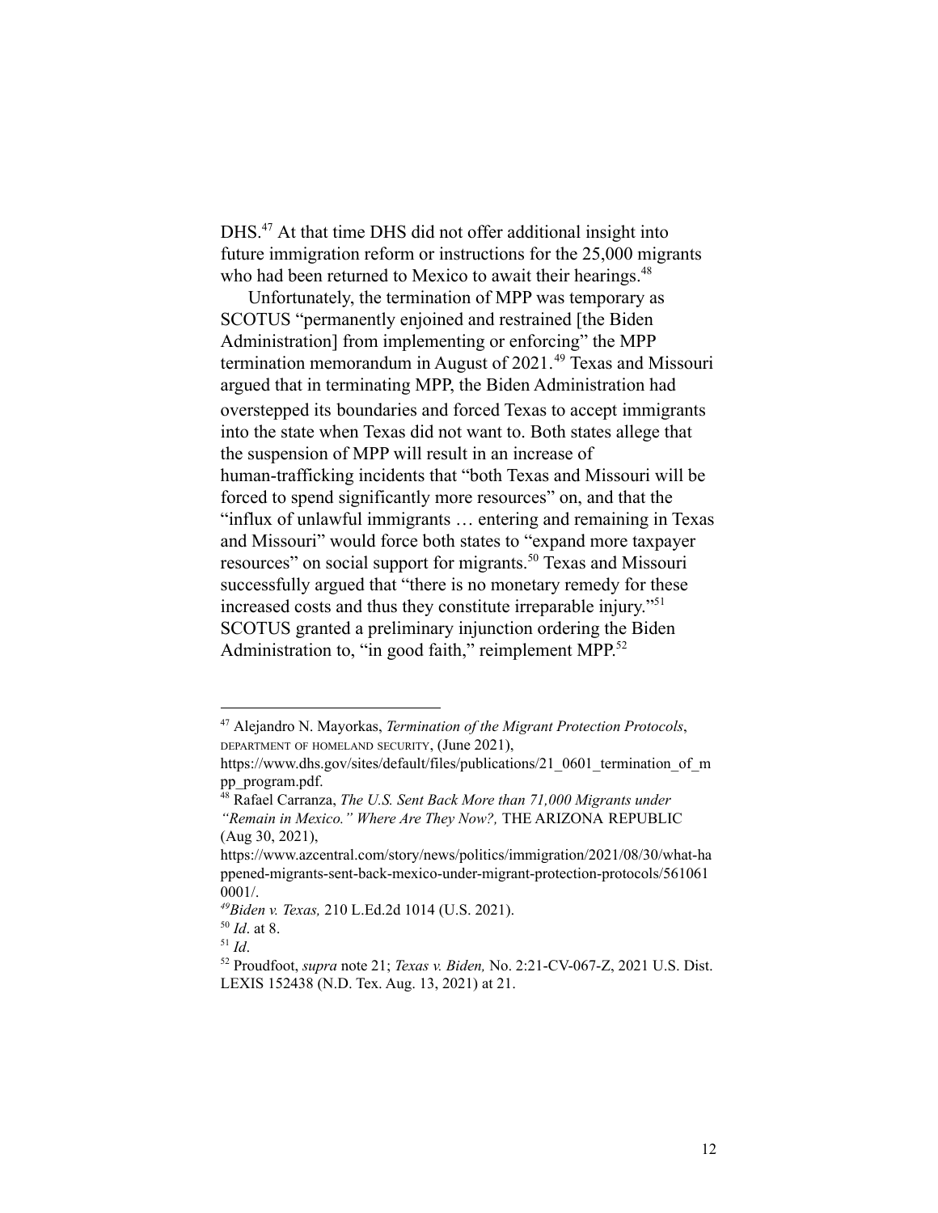DHS.[47] At that time DHS did not offer additional insight into future immigration reform or instructions for the 25,000 migrants who had been returned to Mexico to await their hearings.[48]

Unfortunately, the termination of MPP was temporary as SCOTUS "permanently enjoined and restrained [the Biden Administration] from implementing or enforcing" the MPP termination memorandum in August of 2021.[49] Texas and Missouri argued that in terminating MPP, the Biden Administration had overstepped its boundaries and forced Texas to accept immigrants into the state when Texas did not want to. Both states allege that the suspension of MPP will result in an increase of human-trafficking incidents that "both Texas and Missouri will be forced to spend significantly more resources" on, and that the "influx of unlawful immigrants … entering and remaining in Texas and Missouri" would force both states to "expand more taxpayer resources" on social support for migrants.[50] Texas and Missouri successfully argued that "there is no monetary remedy for these increased costs and thus they constitute irreparable injury."[51] SCOTUS granted a preliminary injunction ordering the Biden Administration to, "in good faith," reimplement MPP.[52]

---

[47] Alejandro N. Mayorkas, *Termination of the Migrant Protection Protocols*, DEPARTMENT OF HOMELAND SECURITY, (June 2021), https://www.dhs.gov/sites/default/files/publications/21_0601_termination_of_mpp_program.pdf.

[48] Rafael Carranza, *The U.S. Sent Back More than 71,000 Migrants under "Remain in Mexico." Where Are They Now?,* THE ARIZONA REPUBLIC (Aug 30, 2021), https://www.azcentral.com/story/news/politics/immigration/2021/08/30/what-happened-migrants-sent-back-mexico-under-migrant-protection-protocols/5610610001/.

[49] *Biden v. Texas,* 210 L.Ed.2d 1014 (U.S. 2021).

[50] *Id*. at 8.

[51] *Id*.

[52] Proudfoot, *supra* note 21; *Texas v. Biden,* No. 2:21-CV-067-Z, 2021 U.S. Dist. LEXIS 152438 (N.D. Tex. Aug. 13, 2021) at 21.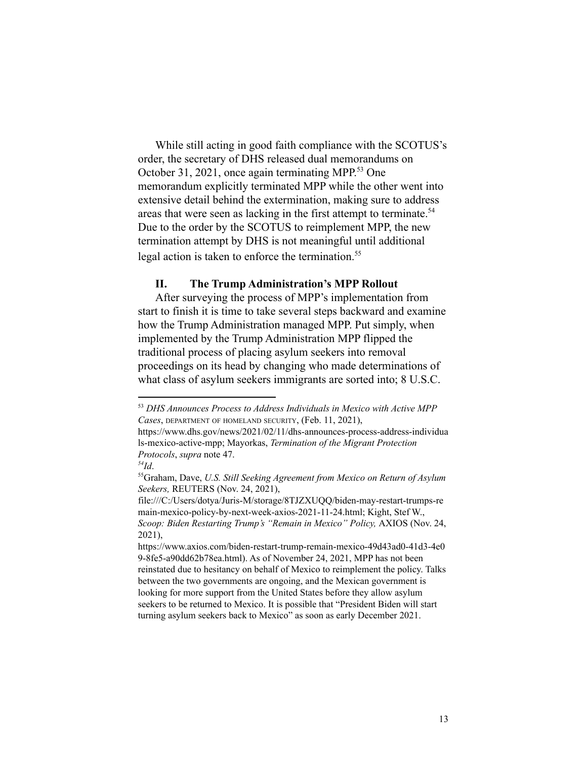While still acting in good faith compliance with the SCOTUS's order, the secretary of DHS released dual memorandums on October 31, 2021, once again terminating MPP.[53] One memorandum explicitly terminated MPP while the other went into extensive detail behind the extermination, making sure to address areas that were seen as lacking in the first attempt to terminate.[54] Due to the order by the SCOTUS to reimplement MPP, the new termination attempt by DHS is not meaningful until additional legal action is taken to enforce the termination.[55]

## II. The Trump Administration's MPP Rollout

After surveying the process of MPP's implementation from start to finish it is time to take several steps backward and examine how the Trump Administration managed MPP. Put simply, when implemented by the Trump Administration MPP flipped the traditional process of placing asylum seekers into removal proceedings on its head by changing who made determinations of what class of asylum seekers immigrants are sorted into; 8 U.S.C.

---

[53] *DHS Announces Process to Address Individuals in Mexico with Active MPP Cases*, DEPARTMENT OF HOMELAND SECURITY, (Feb. 11, 2021), https://www.dhs.gov/news/2021/02/11/dhs-announces-process-address-individuals-mexico-active-mpp; Mayorkas, *Termination of the Migrant Protection Protocols*, *supra* note 47.

[54] *Id*.

[55] Graham, Dave, *U.S. Still Seeking Agreement from Mexico on Return of Asylum Seekers,* REUTERS (Nov. 24, 2021), file:///C:/Users/dotya/Juris-M/storage/8TJZXUQQ/biden-may-restart-trumps-remain-mexico-policy-by-next-week-axios-2021-11-24.html; Kight, Stef W., *Scoop: Biden Restarting Trump's "Remain in Mexico" Policy,* AXIOS (Nov. 24, 2021), https://www.axios.com/biden-restart-trump-remain-mexico-49d43ad0-41d3-4e09-8fe5-a90dd62b78ea.html). As of November 24, 2021, MPP has not been reinstated due to hesitancy on behalf of Mexico to reimplement the policy. Talks between the two governments are ongoing, and the Mexican government is looking for more support from the United States before they allow asylum seekers to be returned to Mexico. It is possible that "President Biden will start turning asylum seekers back to Mexico" as soon as early December 2021.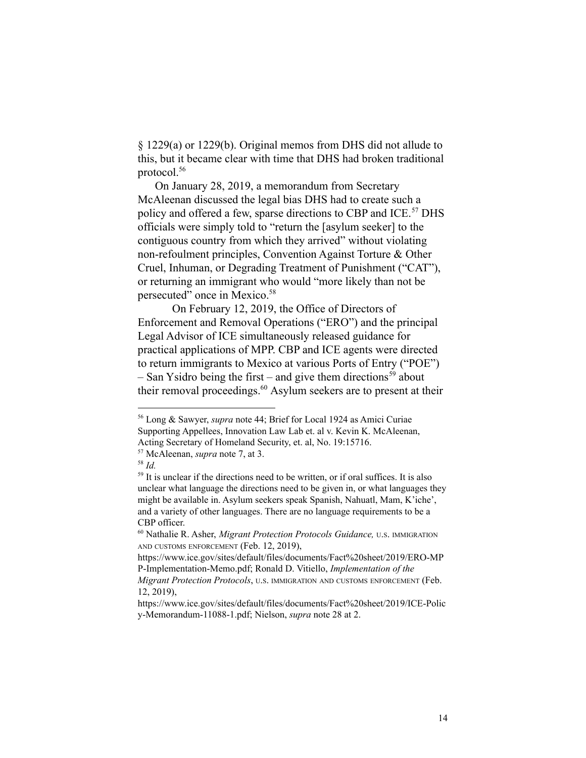§ 1229(a) or 1229(b). Original memos from DHS did not allude to this, but it became clear with time that DHS had broken traditional protocol.[56]

On January 28, 2019, a memorandum from Secretary McAleenan discussed the legal bias DHS had to create such a policy and offered a few, sparse directions to CBP and ICE.[57] DHS officials were simply told to "return the [asylum seeker] to the contiguous country from which they arrived" without violating non-refoulment principles, Convention Against Torture & Other Cruel, Inhuman, or Degrading Treatment of Punishment ("CAT"), or returning an immigrant who would "more likely than not be persecuted" once in Mexico.[58]

On February 12, 2019, the Office of Directors of Enforcement and Removal Operations ("ERO") and the principal Legal Advisor of ICE simultaneously released guidance for practical applications of MPP. CBP and ICE agents were directed to return immigrants to Mexico at various Ports of Entry ("POE") – San Ysidro being the first – and give them directions[59] about their removal proceedings.[60] Asylum seekers are to present at their

---

[56] Long & Sawyer, *supra* note 44; Brief for Local 1924 as Amici Curiae Supporting Appellees, Innovation Law Lab et. al v. Kevin K. McAleenan, Acting Secretary of Homeland Security, et. al, No. 19:15716.

[57] McAleenan, *supra* note 7, at 3.

[58] *Id.*

[59] It is unclear if the directions need to be written, or if oral suffices. It is also unclear what language the directions need to be given in, or what languages they might be available in. Asylum seekers speak Spanish, Nahuatl, Mam, K'iche', and a variety of other languages. There are no language requirements to be a CBP officer.

[60] Nathalie R. Asher, *Migrant Protection Protocols Guidance,* U.S. IMMIGRATION AND CUSTOMS ENFORCEMENT (Feb. 12, 2019), https://www.ice.gov/sites/default/files/documents/Fact%20sheet/2019/ERO-MPP-Implementation-Memo.pdf; Ronald D. Vitiello, *Implementation of the Migrant Protection Protocols*, U.S. IMMIGRATION AND CUSTOMS ENFORCEMENT (Feb. 12, 2019), https://www.ice.gov/sites/default/files/documents/Fact%20sheet/2019/ICE-Policy-Memorandum-11088-1.pdf; Nielson, *supra* note 28 at 2.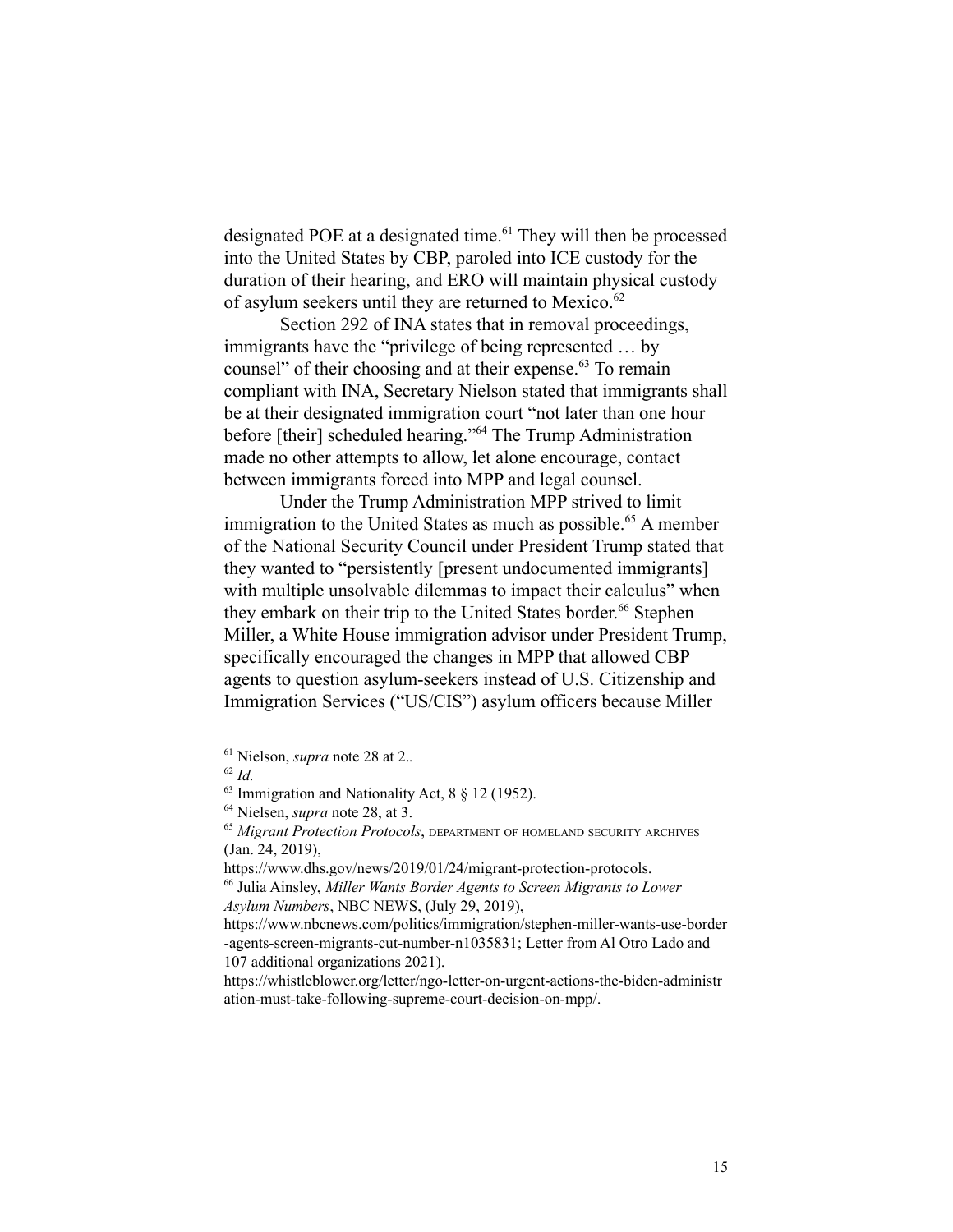designated POE at a designated time.[61] They will then be processed into the United States by CBP, paroled into ICE custody for the duration of their hearing, and ERO will maintain physical custody of asylum seekers until they are returned to Mexico.[62]

Section 292 of INA states that in removal proceedings, immigrants have the "privilege of being represented … by counsel" of their choosing and at their expense.[63] To remain compliant with INA, Secretary Nielson stated that immigrants shall be at their designated immigration court "not later than one hour before [their] scheduled hearing."[64] The Trump Administration made no other attempts to allow, let alone encourage, contact between immigrants forced into MPP and legal counsel.

Under the Trump Administration MPP strived to limit immigration to the United States as much as possible.[65] A member of the National Security Council under President Trump stated that they wanted to "persistently [present undocumented immigrants] with multiple unsolvable dilemmas to impact their calculus" when they embark on their trip to the United States border.[66] Stephen Miller, a White House immigration advisor under President Trump, specifically encouraged the changes in MPP that allowed CBP agents to question asylum-seekers instead of U.S. Citizenship and Immigration Services ("US/CIS") asylum officers because Miller

---

[61] Nielson, *supra* note 28 at 2..

[62] *Id.*

[63] Immigration and Nationality Act, 8 § 12 (1952).

[64] Nielsen, *supra* note 28, at 3.

[65] *Migrant Protection Protocols*, DEPARTMENT OF HOMELAND SECURITY ARCHIVES (Jan. 24, 2019), https://www.dhs.gov/news/2019/01/24/migrant-protection-protocols.

[66] Julia Ainsley, *Miller Wants Border Agents to Screen Migrants to Lower Asylum Numbers*, NBC NEWS, (July 29, 2019), https://www.nbcnews.com/politics/immigration/stephen-miller-wants-use-border-agents-screen-migrants-cut-number-n1035831; Letter from Al Otro Lado and 107 additional organizations 2021). https://whistleblower.org/letter/ngo-letter-on-urgent-actions-the-biden-administration-must-take-following-supreme-court-decision-on-mpp/.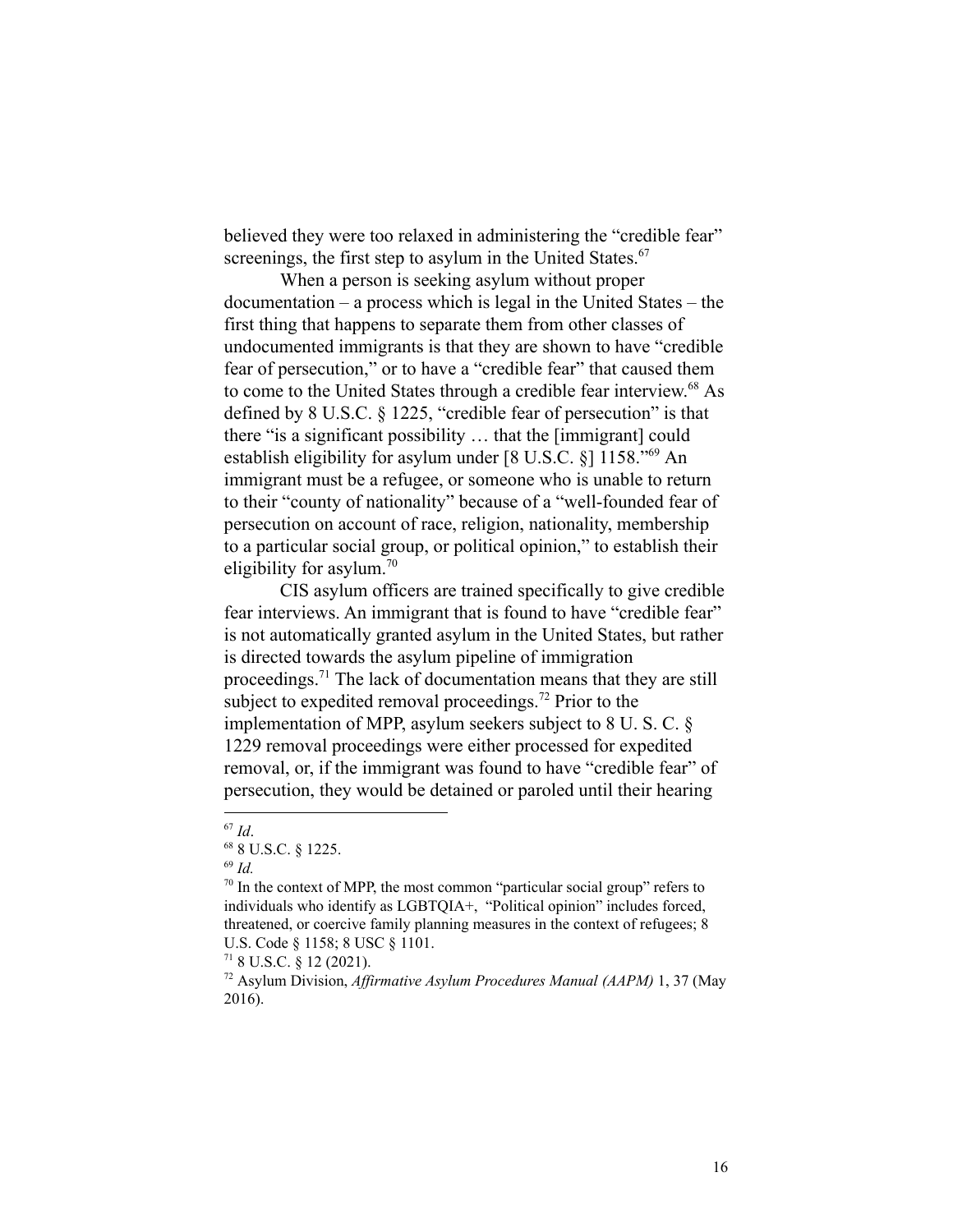believed they were too relaxed in administering the "credible fear" screenings, the first step to asylum in the United States.[67]

When a person is seeking asylum without proper documentation – a process which is legal in the United States – the first thing that happens to separate them from other classes of undocumented immigrants is that they are shown to have "credible fear of persecution," or to have a "credible fear" that caused them to come to the United States through a credible fear interview.[68] As defined by 8 U.S.C. § 1225, "credible fear of persecution" is that there "is a significant possibility … that the [immigrant] could establish eligibility for asylum under [8 U.S.C. §] 1158."[69] An immigrant must be a refugee, or someone who is unable to return to their "county of nationality" because of a "well-founded fear of persecution on account of race, religion, nationality, membership to a particular social group, or political opinion," to establish their eligibility for asylum.[70]

CIS asylum officers are trained specifically to give credible fear interviews. An immigrant that is found to have "credible fear" is not automatically granted asylum in the United States, but rather is directed towards the asylum pipeline of immigration proceedings.[71] The lack of documentation means that they are still subject to expedited removal proceedings.[72] Prior to the implementation of MPP, asylum seekers subject to 8 U. S. C. § 1229 removal proceedings were either processed for expedited removal, or, if the immigrant was found to have "credible fear" of persecution, they would be detained or paroled until their hearing

---

[67] *Id*.

[68] 8 U.S.C. § 1225.

[69] *Id.*

[70] In the context of MPP, the most common "particular social group" refers to individuals who identify as LGBTQIA+, "Political opinion" includes forced, threatened, or coercive family planning measures in the context of refugees; 8 U.S. Code § 1158; 8 USC § 1101.

[71] 8 U.S.C. § 12 (2021).

[72] Asylum Division, *Affirmative Asylum Procedures Manual (AAPM)* 1, 37 (May 2016).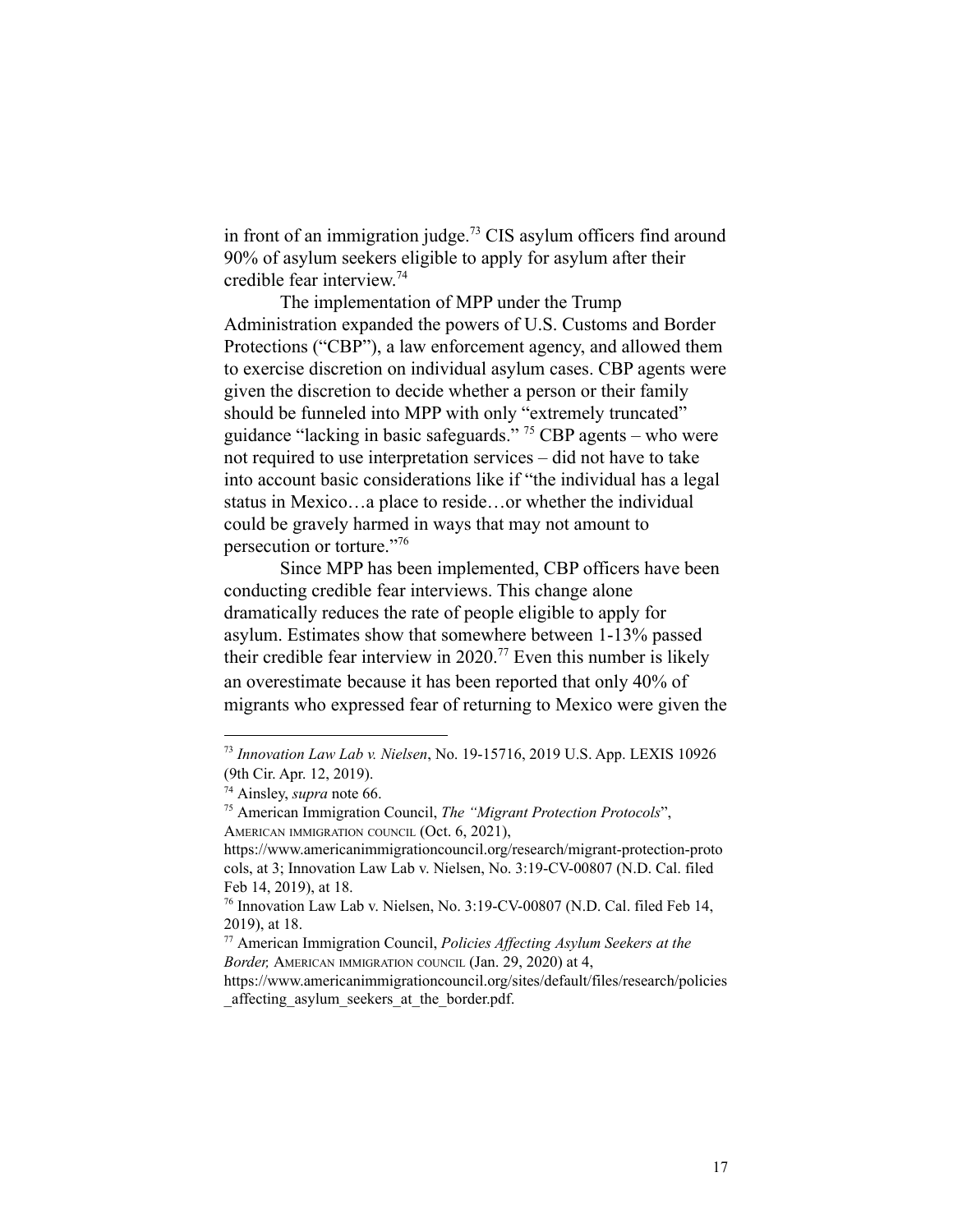in front of an immigration judge.[73] CIS asylum officers find around 90% of asylum seekers eligible to apply for asylum after their credible fear interview.[74]

The implementation of MPP under the Trump Administration expanded the powers of U.S. Customs and Border Protections ("CBP"), a law enforcement agency, and allowed them to exercise discretion on individual asylum cases. CBP agents were given the discretion to decide whether a person or their family should be funneled into MPP with only "extremely truncated" guidance "lacking in basic safeguards." [75] CBP agents – who were not required to use interpretation services – did not have to take into account basic considerations like if "the individual has a legal status in Mexico…a place to reside…or whether the individual could be gravely harmed in ways that may not amount to persecution or torture."[76]

Since MPP has been implemented, CBP officers have been conducting credible fear interviews. This change alone dramatically reduces the rate of people eligible to apply for asylum. Estimates show that somewhere between 1-13% passed their credible fear interview in 2020.[77] Even this number is likely an overestimate because it has been reported that only 40% of migrants who expressed fear of returning to Mexico were given the

---

[73] *Innovation Law Lab v. Nielsen*, No. 19-15716, 2019 U.S. App. LEXIS 10926 (9th Cir. Apr. 12, 2019).

[74] Ainsley, *supra* note 66.

[75] American Immigration Council, *The "Migrant Protection Protocols*", AMERICAN IMMIGRATION COUNCIL (Oct. 6, 2021), https://www.americanimmigrationcouncil.org/research/migrant-protection-protocols, at 3; Innovation Law Lab v. Nielsen, No. 3:19-CV-00807 (N.D. Cal. filed Feb 14, 2019), at 18.

[76] Innovation Law Lab v. Nielsen, No. 3:19-CV-00807 (N.D. Cal. filed Feb 14, 2019), at 18.

[77] American Immigration Council, *Policies Affecting Asylum Seekers at the Border,* AMERICAN IMMIGRATION COUNCIL (Jan. 29, 2020) at 4, https://www.americanimmigrationcouncil.org/sites/default/files/research/policies_affecting_asylum_seekers_at_the_border.pdf.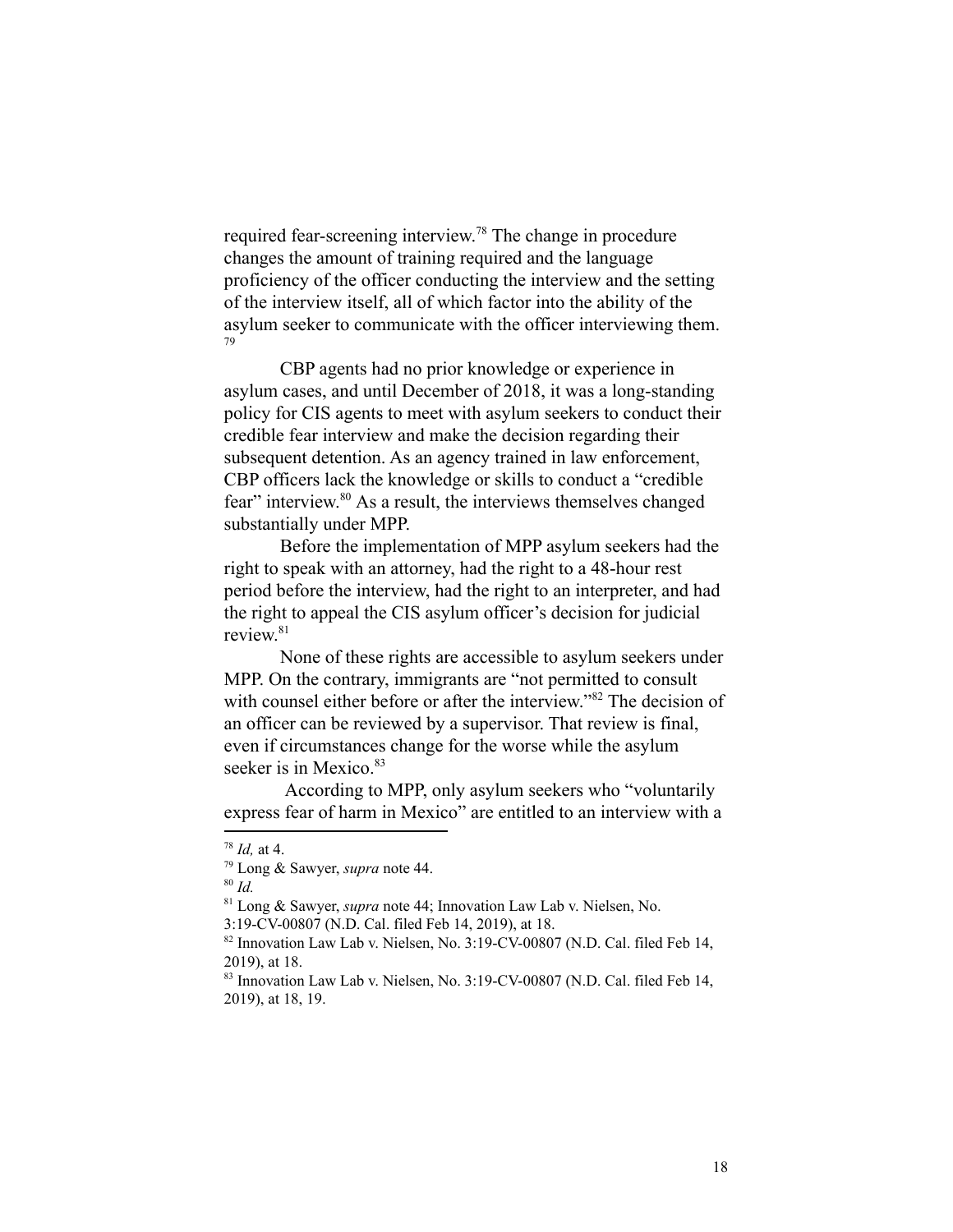required fear-screening interview.[78] The change in procedure changes the amount of training required and the language proficiency of the officer conducting the interview and the setting of the interview itself, all of which factor into the ability of the asylum seeker to communicate with the officer interviewing them.[79]

CBP agents had no prior knowledge or experience in asylum cases, and until December of 2018, it was a long-standing policy for CIS agents to meet with asylum seekers to conduct their credible fear interview and make the decision regarding their subsequent detention. As an agency trained in law enforcement, CBP officers lack the knowledge or skills to conduct a "credible fear" interview.[80] As a result, the interviews themselves changed substantially under MPP.

Before the implementation of MPP asylum seekers had the right to speak with an attorney, had the right to a 48-hour rest period before the interview, had the right to an interpreter, and had the right to appeal the CIS asylum officer's decision for judicial review.[81]

None of these rights are accessible to asylum seekers under MPP. On the contrary, immigrants are "not permitted to consult with counsel either before or after the interview."[82] The decision of an officer can be reviewed by a supervisor. That review is final, even if circumstances change for the worse while the asylum seeker is in Mexico.[83]

According to MPP, only asylum seekers who "voluntarily express fear of harm in Mexico" are entitled to an interview with a

---

[78] *Id,* at 4.

[79] Long & Sawyer, *supra* note 44.

[80] *Id.*

[81] Long & Sawyer, *supra* note 44; Innovation Law Lab v. Nielsen, No. 3:19-CV-00807 (N.D. Cal. filed Feb 14, 2019), at 18.

[82] Innovation Law Lab v. Nielsen, No. 3:19-CV-00807 (N.D. Cal. filed Feb 14, 2019), at 18.

[83] Innovation Law Lab v. Nielsen, No. 3:19-CV-00807 (N.D. Cal. filed Feb 14, 2019), at 18, 19.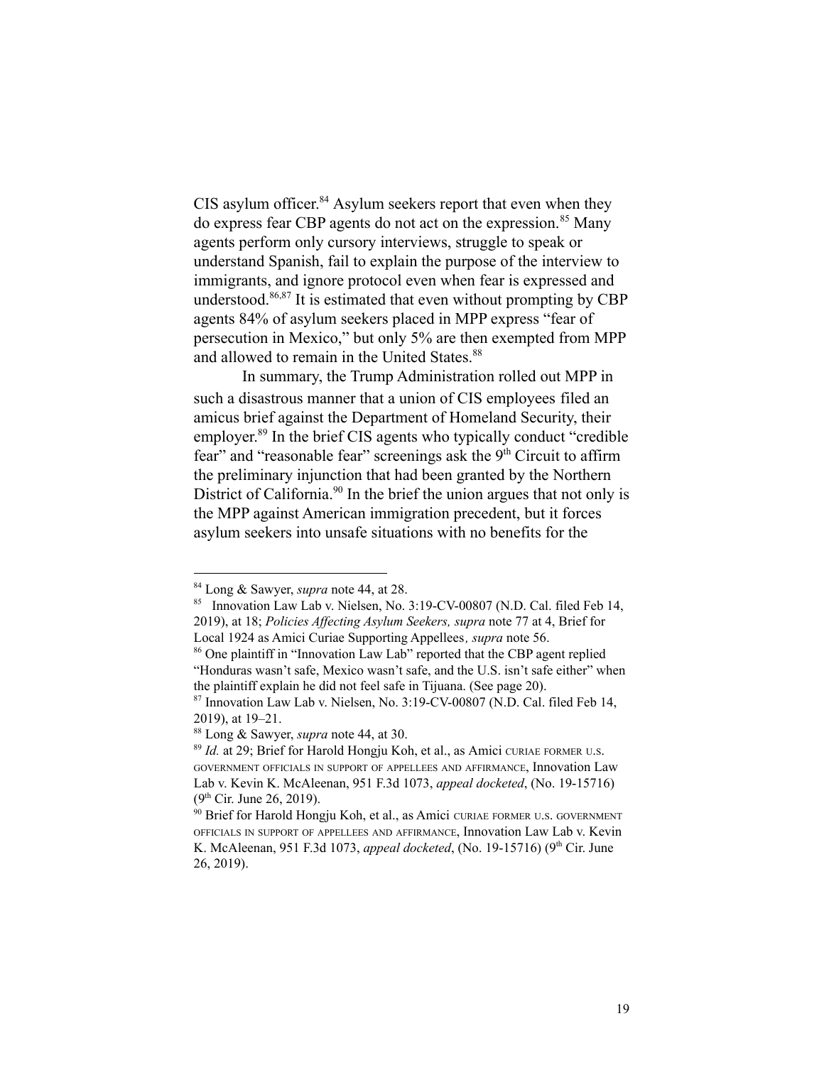CIS asylum officer.[84] Asylum seekers report that even when they do express fear CBP agents do not act on the expression.[85] Many agents perform only cursory interviews, struggle to speak or understand Spanish, fail to explain the purpose of the interview to immigrants, and ignore protocol even when fear is expressed and understood.[86,87] It is estimated that even without prompting by CBP agents 84% of asylum seekers placed in MPP express "fear of persecution in Mexico," but only 5% are then exempted from MPP and allowed to remain in the United States.[88]

In summary, the Trump Administration rolled out MPP in such a disastrous manner that a union of CIS employees filed an amicus brief against the Department of Homeland Security, their employer.[89] In the brief CIS agents who typically conduct "credible fear" and "reasonable fear" screenings ask the 9th Circuit to affirm the preliminary injunction that had been granted by the Northern District of California.[90] In the brief the union argues that not only is the MPP against American immigration precedent, but it forces asylum seekers into unsafe situations with no benefits for the

---

[84] Long & Sawyer, *supra* note 44, at 28.

[85] Innovation Law Lab v. Nielsen, No. 3:19-CV-00807 (N.D. Cal. filed Feb 14, 2019), at 18; *Policies Affecting Asylum Seekers, supra* note 77 at 4, Brief for Local 1924 as Amici Curiae Supporting Appellees*, supra* note 56.

[86] One plaintiff in "Innovation Law Lab" reported that the CBP agent replied "Honduras wasn't safe, Mexico wasn't safe, and the U.S. isn't safe either" when the plaintiff explain he did not feel safe in Tijuana. (See page 20).

[87] Innovation Law Lab v. Nielsen, No. 3:19-CV-00807 (N.D. Cal. filed Feb 14, 2019), at 19–21.

[88] Long & Sawyer, *supra* note 44, at 30.

[89] *Id.* at 29; Brief for Harold Hongju Koh, et al., as Amici CURIAE FORMER U.S. GOVERNMENT OFFICIALS IN SUPPORT OF APPELLEES AND AFFIRMANCE, Innovation Law Lab v. Kevin K. McAleenan, 951 F.3d 1073, *appeal docketed*, (No. 19-15716) (9th Cir. June 26, 2019).

[90] Brief for Harold Hongju Koh, et al., as Amici CURIAE FORMER U.S. GOVERNMENT OFFICIALS IN SUPPORT OF APPELLEES AND AFFIRMANCE, Innovation Law Lab v. Kevin K. McAleenan, 951 F.3d 1073, *appeal docketed*, (No. 19-15716) (9th Cir. June 26, 2019).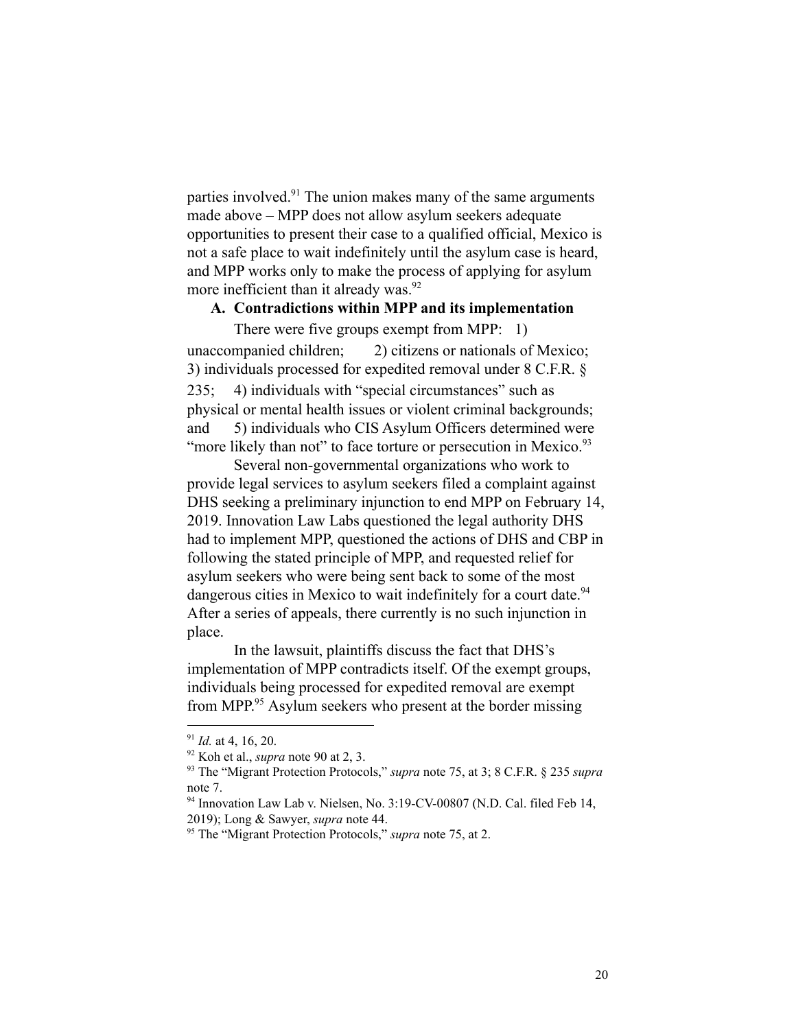parties involved.[91] The union makes many of the same arguments made above – MPP does not allow asylum seekers adequate opportunities to present their case to a qualified official, Mexico is not a safe place to wait indefinitely until the asylum case is heard, and MPP works only to make the process of applying for asylum more inefficient than it already was.[92]

### A. Contradictions within MPP and its implementation

There were five groups exempt from MPP: 1) unaccompanied children; 2) citizens or nationals of Mexico; 3) individuals processed for expedited removal under 8 C.F.R. § 235; 4) individuals with "special circumstances" such as physical or mental health issues or violent criminal backgrounds; and 5) individuals who CIS Asylum Officers determined were "more likely than not" to face torture or persecution in Mexico.[93]

Several non-governmental organizations who work to provide legal services to asylum seekers filed a complaint against DHS seeking a preliminary injunction to end MPP on February 14, 2019. Innovation Law Labs questioned the legal authority DHS had to implement MPP, questioned the actions of DHS and CBP in following the stated principle of MPP, and requested relief for asylum seekers who were being sent back to some of the most dangerous cities in Mexico to wait indefinitely for a court date.[94] After a series of appeals, there currently is no such injunction in place.

In the lawsuit, plaintiffs discuss the fact that DHS's implementation of MPP contradicts itself. Of the exempt groups, individuals being processed for expedited removal are exempt from MPP.[95] Asylum seekers who present at the border missing

---

[91] *Id.* at 4, 16, 20.

[92] Koh et al., *supra* note 90 at 2, 3.

[93] The "Migrant Protection Protocols," *supra* note 75, at 3; 8 C.F.R. § 235 *supra* note 7.

[94] Innovation Law Lab v. Nielsen, No. 3:19-CV-00807 (N.D. Cal. filed Feb 14, 2019); Long & Sawyer, *supra* note 44.

[95] The "Migrant Protection Protocols," *supra* note 75, at 2.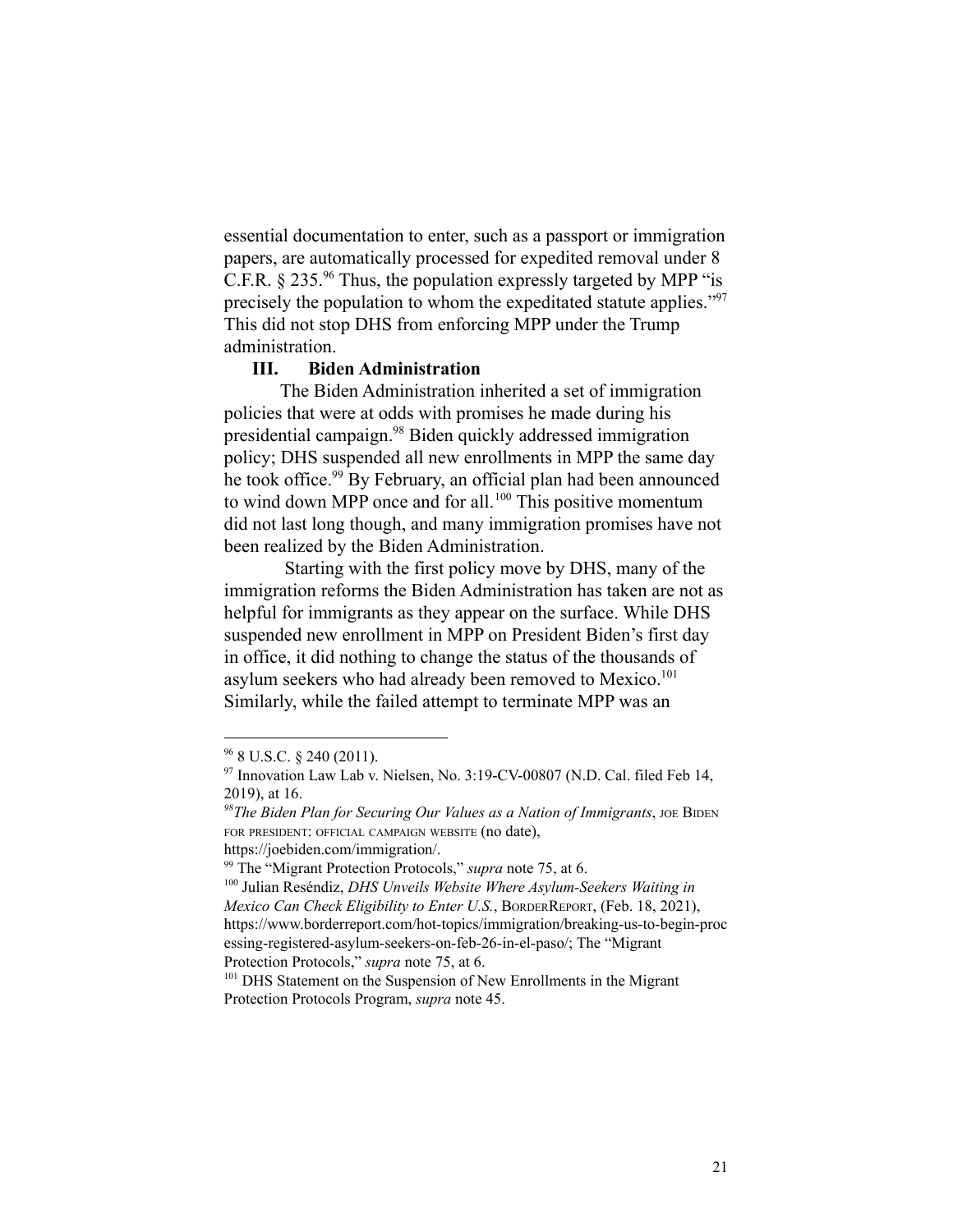essential documentation to enter, such as a passport or immigration papers, are automatically processed for expedited removal under 8 C.F.R. § 235.[96] Thus, the population expressly targeted by MPP "is precisely the population to whom the expeditated statute applies."[97] This did not stop DHS from enforcing MPP under the Trump administration.

## III. Biden Administration

The Biden Administration inherited a set of immigration policies that were at odds with promises he made during his presidential campaign.[98] Biden quickly addressed immigration policy; DHS suspended all new enrollments in MPP the same day he took office.[99] By February, an official plan had been announced to wind down MPP once and for all.[100] This positive momentum did not last long though, and many immigration promises have not been realized by the Biden Administration.

Starting with the first policy move by DHS, many of the immigration reforms the Biden Administration has taken are not as helpful for immigrants as they appear on the surface. While DHS suspended new enrollment in MPP on President Biden's first day in office, it did nothing to change the status of the thousands of asylum seekers who had already been removed to Mexico.[101] Similarly, while the failed attempt to terminate MPP was an

---

[96] 8 U.S.C. § 240 (2011).

[97] Innovation Law Lab v. Nielsen, No. 3:19-CV-00807 (N.D. Cal. filed Feb 14, 2019), at 16.

[98] *The Biden Plan for Securing Our Values as a Nation of Immigrants*, JOE BIDEN FOR PRESIDENT: OFFICIAL CAMPAIGN WEBSITE (no date), https://joebiden.com/immigration/.

[99] The "Migrant Protection Protocols," *supra* note 75, at 6.

[100] Julian Reséndiz, *DHS Unveils Website Where Asylum-Seekers Waiting in Mexico Can Check Eligibility to Enter U.S.*, BORDERREPORT, (Feb. 18, 2021), https://www.borderreport.com/hot-topics/immigration/breaking-us-to-begin-processing-registered-asylum-seekers-on-feb-26-in-el-paso/; The "Migrant Protection Protocols," *supra* note 75, at 6.

[101] DHS Statement on the Suspension of New Enrollments in the Migrant Protection Protocols Program, *supra* note 45.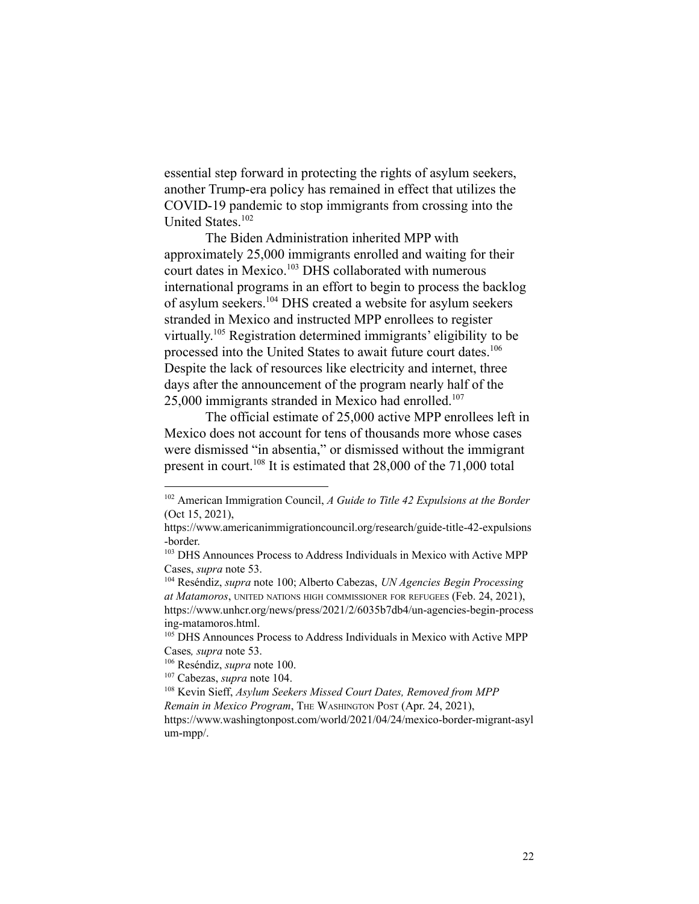essential step forward in protecting the rights of asylum seekers, another Trump-era policy has remained in effect that utilizes the COVID-19 pandemic to stop immigrants from crossing into the United States.[102]

The Biden Administration inherited MPP with approximately 25,000 immigrants enrolled and waiting for their court dates in Mexico.[103] DHS collaborated with numerous international programs in an effort to begin to process the backlog of asylum seekers.[104] DHS created a website for asylum seekers stranded in Mexico and instructed MPP enrollees to register virtually.[105] Registration determined immigrants' eligibility to be processed into the United States to await future court dates.[106] Despite the lack of resources like electricity and internet, three days after the announcement of the program nearly half of the 25,000 immigrants stranded in Mexico had enrolled.[107]

The official estimate of 25,000 active MPP enrollees left in Mexico does not account for tens of thousands more whose cases were dismissed "in absentia," or dismissed without the immigrant present in court.[108] It is estimated that 28,000 of the 71,000 total

---

[102] American Immigration Council, *A Guide to Title 42 Expulsions at the Border* (Oct 15, 2021), https://www.americanimmigrationcouncil.org/research/guide-title-42-expulsions-border.

[103] DHS Announces Process to Address Individuals in Mexico with Active MPP Cases, *supra* note 53.

[104] Reséndiz, *supra* note 100; Alberto Cabezas, *UN Agencies Begin Processing at Matamoros*, UNITED NATIONS HIGH COMMISSIONER FOR REFUGEES (Feb. 24, 2021), https://www.unhcr.org/news/press/2021/2/6035b7db4/un-agencies-begin-processing-matamoros.html.

[105] DHS Announces Process to Address Individuals in Mexico with Active MPP Cases*, supra* note 53.

[106] Reséndiz, *supra* note 100.

[107] Cabezas, *supra* note 104.

[108] Kevin Sieff, *Asylum Seekers Missed Court Dates, Removed from MPP Remain in Mexico Program*, THE WASHINGTON POST (Apr. 24, 2021), https://www.washingtonpost.com/world/2021/04/24/mexico-border-migrant-asylum-mpp/.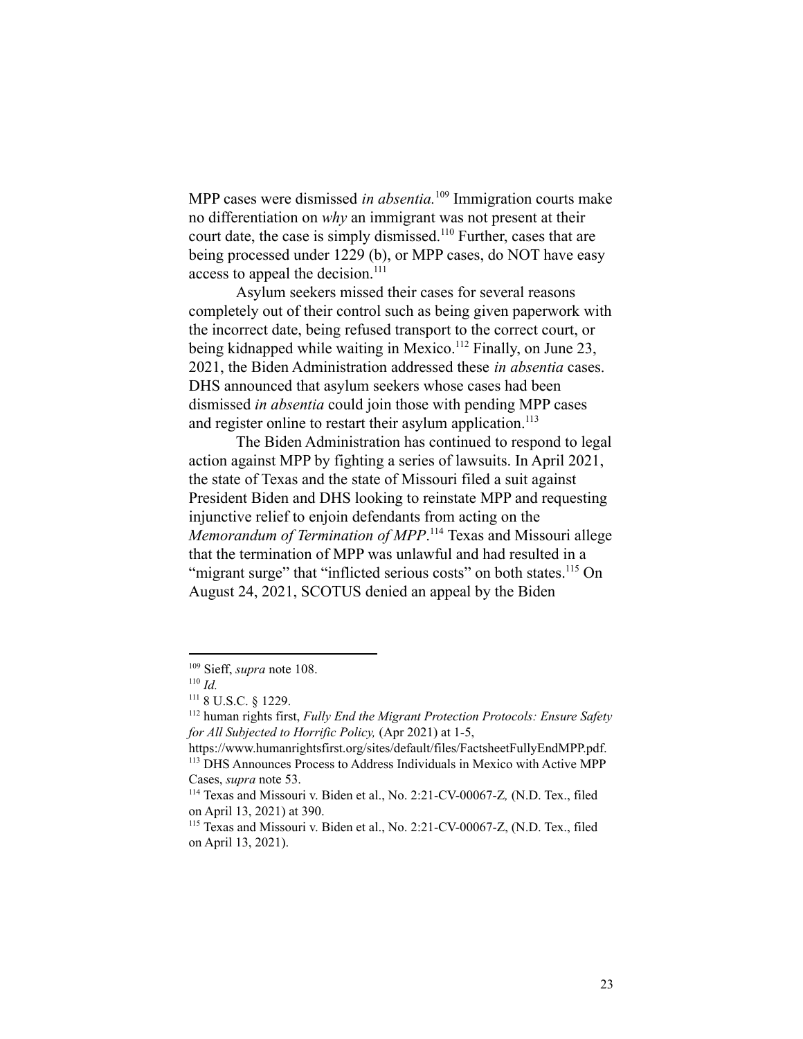MPP cases were dismissed *in absentia.*[109] Immigration courts make no differentiation on *why* an immigrant was not present at their court date, the case is simply dismissed.[110] Further, cases that are being processed under 1229 (b), or MPP cases, do NOT have easy access to appeal the decision.[111]

Asylum seekers missed their cases for several reasons completely out of their control such as being given paperwork with the incorrect date, being refused transport to the correct court, or being kidnapped while waiting in Mexico.[112] Finally, on June 23, 2021, the Biden Administration addressed these *in absentia* cases. DHS announced that asylum seekers whose cases had been dismissed *in absentia* could join those with pending MPP cases and register online to restart their asylum application.[113]

The Biden Administration has continued to respond to legal action against MPP by fighting a series of lawsuits. In April 2021, the state of Texas and the state of Missouri filed a suit against President Biden and DHS looking to reinstate MPP and requesting injunctive relief to enjoin defendants from acting on the *Memorandum of Termination of MPP*.[114] Texas and Missouri allege that the termination of MPP was unlawful and had resulted in a "migrant surge" that "inflicted serious costs" on both states.[115] On August 24, 2021, SCOTUS denied an appeal by the Biden

---

[109] Sieff, *supra* note 108.

[110] *Id.*

[111] 8 U.S.C. § 1229.

[112] human rights first, *Fully End the Migrant Protection Protocols: Ensure Safety for All Subjected to Horrific Policy,* (Apr 2021) at 1-5, https://www.humanrightsfirst.org/sites/default/files/FactsheetFullyEndMPP.pdf.

[113] DHS Announces Process to Address Individuals in Mexico with Active MPP Cases, *supra* note 53.

[114] Texas and Missouri v. Biden et al., No. 2:21-CV-00067-Z*,* (N.D. Tex., filed on April 13, 2021) at 390.

[115] Texas and Missouri v. Biden et al., No. 2:21-CV-00067-Z, (N.D. Tex., filed on April 13, 2021).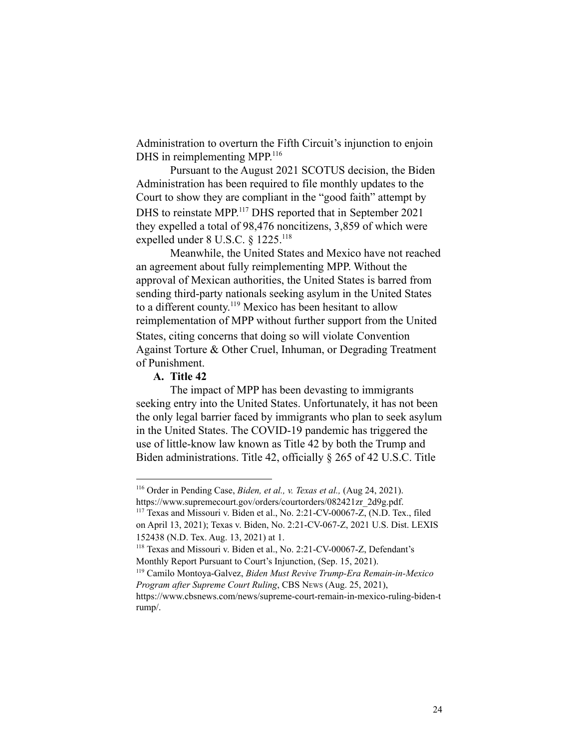Administration to overturn the Fifth Circuit's injunction to enjoin DHS in reimplementing MPP.[116]

Pursuant to the August 2021 SCOTUS decision, the Biden Administration has been required to file monthly updates to the Court to show they are compliant in the "good faith" attempt by DHS to reinstate MPP.[117] DHS reported that in September 2021 they expelled a total of 98,476 noncitizens, 3,859 of which were expelled under 8 U.S.C. § 1225.[118]

Meanwhile, the United States and Mexico have not reached an agreement about fully reimplementing MPP. Without the approval of Mexican authorities, the United States is barred from sending third-party nationals seeking asylum in the United States to a different county.[119] Mexico has been hesitant to allow reimplementation of MPP without further support from the United States, citing concerns that doing so will violate Convention Against Torture & Other Cruel, Inhuman, or Degrading Treatment of Punishment.

### A. Title 42

The impact of MPP has been devasting to immigrants seeking entry into the United States. Unfortunately, it has not been the only legal barrier faced by immigrants who plan to seek asylum in the United States. The COVID-19 pandemic has triggered the use of little-know law known as Title 42 by both the Trump and Biden administrations. Title 42, officially § 265 of 42 U.S.C. Title

---

[116] Order in Pending Case, *Biden, et al., v. Texas et al.,* (Aug 24, 2021). https://www.supremecourt.gov/orders/courtorders/082421zr_2d9g.pdf.

[117] Texas and Missouri v. Biden et al., No. 2:21-CV-00067-Z, (N.D. Tex., filed on April 13, 2021); Texas v. Biden, No. 2:21-CV-067-Z, 2021 U.S. Dist. LEXIS 152438 (N.D. Tex. Aug. 13, 2021) at 1.

[118] Texas and Missouri v. Biden et al., No. 2:21-CV-00067-Z, Defendant's Monthly Report Pursuant to Court's Injunction, (Sep. 15, 2021).

[119] Camilo Montoya-Galvez, *Biden Must Revive Trump-Era Remain-in-Mexico Program after Supreme Court Ruling*, CBS News (Aug. 25, 2021), https://www.cbsnews.com/news/supreme-court-remain-in-mexico-ruling-biden-trump/.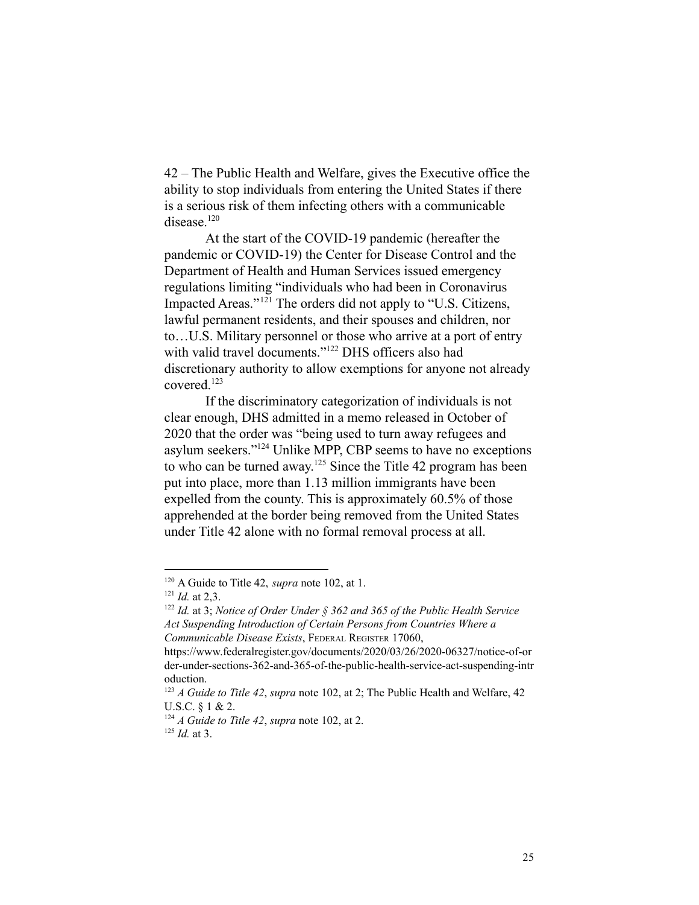42 – The Public Health and Welfare, gives the Executive office the ability to stop individuals from entering the United States if there is a serious risk of them infecting others with a communicable disease.[120]

At the start of the COVID-19 pandemic (hereafter the pandemic or COVID-19) the Center for Disease Control and the Department of Health and Human Services issued emergency regulations limiting "individuals who had been in Coronavirus Impacted Areas."[121] The orders did not apply to "U.S. Citizens, lawful permanent residents, and their spouses and children, nor to…U.S. Military personnel or those who arrive at a port of entry with valid travel documents."[122] DHS officers also had discretionary authority to allow exemptions for anyone not already covered.[123]

If the discriminatory categorization of individuals is not clear enough, DHS admitted in a memo released in October of 2020 that the order was "being used to turn away refugees and asylum seekers."[124] Unlike MPP, CBP seems to have no exceptions to who can be turned away.[125] Since the Title 42 program has been put into place, more than 1.13 million immigrants have been expelled from the county. This is approximately 60.5% of those apprehended at the border being removed from the United States under Title 42 alone with no formal removal process at all.

---

[120] A Guide to Title 42, *supra* note 102, at 1.

[121] *Id.* at 2,3.

[122] *Id.* at 3; *Notice of Order Under § 362 and 365 of the Public Health Service Act Suspending Introduction of Certain Persons from Countries Where a Communicable Disease Exists*, FEDERAL REGISTER 17060, https://www.federalregister.gov/documents/2020/03/26/2020-06327/notice-of-order-under-sections-362-and-365-of-the-public-health-service-act-suspending-introduction.

[123] *A Guide to Title 42*, *supra* note 102, at 2; The Public Health and Welfare, 42 U.S.C. § 1 & 2.

[124] *A Guide to Title 42*, *supra* note 102, at 2.

[125] *Id.* at 3.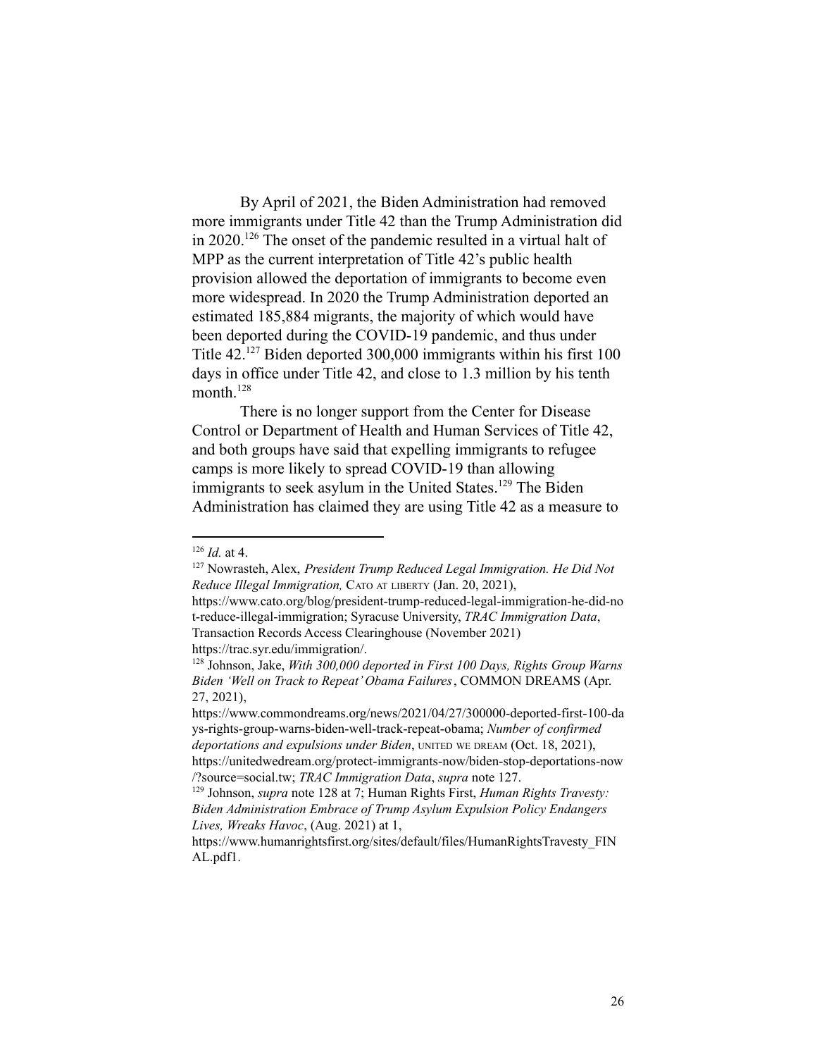By April of 2021, the Biden Administration had removed more immigrants under Title 42 than the Trump Administration did in 2020.[126] The onset of the pandemic resulted in a virtual halt of MPP as the current interpretation of Title 42's public health provision allowed the deportation of immigrants to become even more widespread. In 2020 the Trump Administration deported an estimated 185,884 migrants, the majority of which would have been deported during the COVID-19 pandemic, and thus under Title 42.[127] Biden deported 300,000 immigrants within his first 100 days in office under Title 42, and close to 1.3 million by his tenth month.[128]

There is no longer support from the Center for Disease Control or Department of Health and Human Services of Title 42, and both groups have said that expelling immigrants to refugee camps is more likely to spread COVID-19 than allowing immigrants to seek asylum in the United States.[129] The Biden Administration has claimed they are using Title 42 as a measure to

---

[126] *Id.* at 4.

[127] Nowrasteh, Alex, *President Trump Reduced Legal Immigration. He Did Not Reduce Illegal Immigration,* CATO AT LIBERTY (Jan. 20, 2021), https://www.cato.org/blog/president-trump-reduced-legal-immigration-he-did-not-reduce-illegal-immigration; Syracuse University, *TRAC Immigration Data*, Transaction Records Access Clearinghouse (November 2021) https://trac.syr.edu/immigration/.

[128] Johnson, Jake, *With 300,000 deported in First 100 Days, Rights Group Warns Biden 'Well on Track to Repeat' Obama Failures*, COMMON DREAMS (Apr. 27, 2021), https://www.commondreams.org/news/2021/04/27/300000-deported-first-100-days-rights-group-warns-biden-well-track-repeat-obama; *Number of confirmed deportations and expulsions under Biden*, UNITED WE DREAM (Oct. 18, 2021), https://unitedwedream.org/protect-immigrants-now/biden-stop-deportations-now/?source=social.tw; *TRAC Immigration Data*, *supra* note 127.

[129] Johnson, *supra* note 128 at 7; Human Rights First, *Human Rights Travesty: Biden Administration Embrace of Trump Asylum Expulsion Policy Endangers Lives, Wreaks Havoc*, (Aug. 2021) at 1, https://www.humanrightsfirst.org/sites/default/files/HumanRightsTravesty_FINAL.pdf1.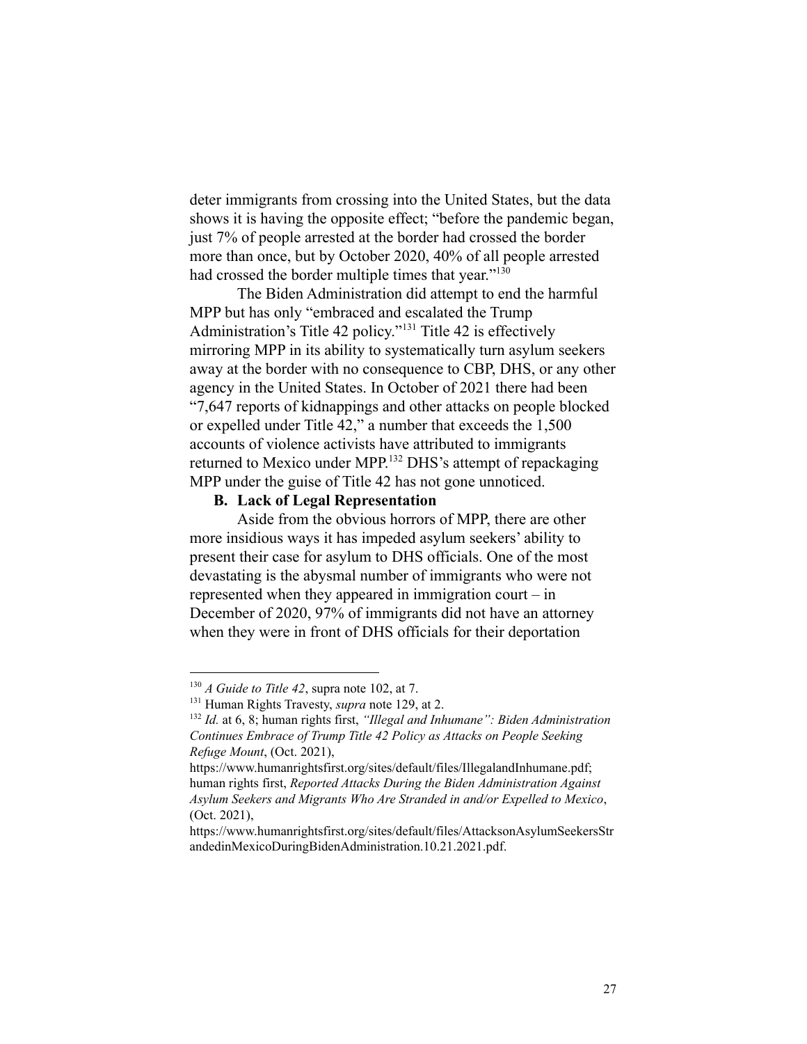deter immigrants from crossing into the United States, but the data shows it is having the opposite effect; "before the pandemic began, just 7% of people arrested at the border had crossed the border more than once, but by October 2020, 40% of all people arrested had crossed the border multiple times that year."[130]

The Biden Administration did attempt to end the harmful MPP but has only "embraced and escalated the Trump Administration's Title 42 policy."[131] Title 42 is effectively mirroring MPP in its ability to systematically turn asylum seekers away at the border with no consequence to CBP, DHS, or any other agency in the United States. In October of 2021 there had been "7,647 reports of kidnappings and other attacks on people blocked or expelled under Title 42," a number that exceeds the 1,500 accounts of violence activists have attributed to immigrants returned to Mexico under MPP.[132] DHS's attempt of repackaging MPP under the guise of Title 42 has not gone unnoticed.

### B. Lack of Legal Representation

Aside from the obvious horrors of MPP, there are other more insidious ways it has impeded asylum seekers' ability to present their case for asylum to DHS officials. One of the most devastating is the abysmal number of immigrants who were not represented when they appeared in immigration court – in December of 2020, 97% of immigrants did not have an attorney when they were in front of DHS officials for their deportation

---

[130] *A Guide to Title 42*, supra note 102, at 7.

[131] Human Rights Travesty, *supra* note 129, at 2.

[132] *Id.* at 6, 8; human rights first, *"Illegal and Inhumane": Biden Administration Continues Embrace of Trump Title 42 Policy as Attacks on People Seeking Refuge Mount*, (Oct. 2021), https://www.humanrightsfirst.org/sites/default/files/IllegalandInhumane.pdf; human rights first, *Reported Attacks During the Biden Administration Against Asylum Seekers and Migrants Who Are Stranded in and/or Expelled to Mexico*, (Oct. 2021), https://www.humanrightsfirst.org/sites/default/files/AttacksonAsylumSeekersStrandedinMexicoDuringBidenAdministration.10.21.2021.pdf.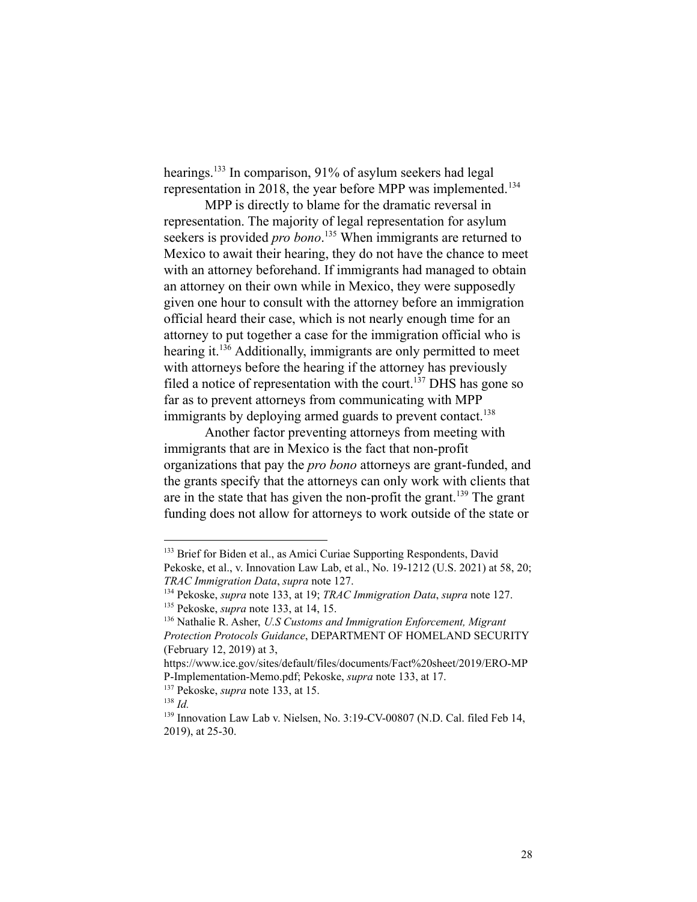hearings.[133] In comparison, 91% of asylum seekers had legal representation in 2018, the year before MPP was implemented.[134]

MPP is directly to blame for the dramatic reversal in representation. The majority of legal representation for asylum seekers is provided *pro bono*.[135] When immigrants are returned to Mexico to await their hearing, they do not have the chance to meet with an attorney beforehand. If immigrants had managed to obtain an attorney on their own while in Mexico, they were supposedly given one hour to consult with the attorney before an immigration official heard their case, which is not nearly enough time for an attorney to put together a case for the immigration official who is hearing it.[136] Additionally, immigrants are only permitted to meet with attorneys before the hearing if the attorney has previously filed a notice of representation with the court.[137] DHS has gone so far as to prevent attorneys from communicating with MPP immigrants by deploying armed guards to prevent contact.[138]

Another factor preventing attorneys from meeting with immigrants that are in Mexico is the fact that non-profit organizations that pay the *pro bono* attorneys are grant-funded, and the grants specify that the attorneys can only work with clients that are in the state that has given the non-profit the grant.[139] The grant funding does not allow for attorneys to work outside of the state or

---

[133] Brief for Biden et al., as Amici Curiae Supporting Respondents, David Pekoske, et al., v. Innovation Law Lab, et al., No. 19-1212 (U.S. 2021) at 58, 20; *TRAC Immigration Data*, *supra* note 127.

[134] Pekoske, *supra* note 133, at 19; *TRAC Immigration Data*, *supra* note 127.

[135] Pekoske, *supra* note 133, at 14, 15.

[136] Nathalie R. Asher, *U.S Customs and Immigration Enforcement, Migrant Protection Protocols Guidance*, DEPARTMENT OF HOMELAND SECURITY (February 12, 2019) at 3, https://www.ice.gov/sites/default/files/documents/Fact%20sheet/2019/ERO-MPP-Implementation-Memo.pdf; Pekoske, *supra* note 133, at 17.

[137] Pekoske, *supra* note 133, at 15.

[138] *Id.*

[139] Innovation Law Lab v. Nielsen, No. 3:19-CV-00807 (N.D. Cal. filed Feb 14, 2019), at 25-30.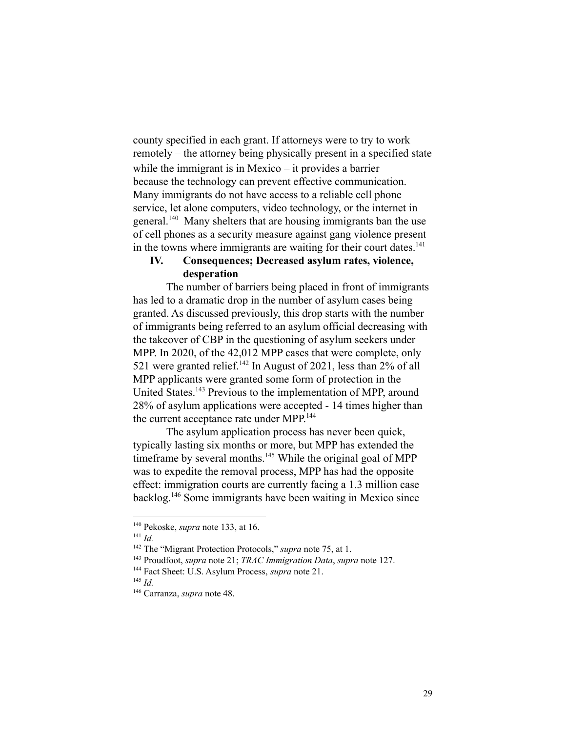county specified in each grant. If attorneys were to try to work remotely – the attorney being physically present in a specified state while the immigrant is in Mexico – it provides a barrier because the technology can prevent effective communication. Many immigrants do not have access to a reliable cell phone service, let alone computers, video technology, or the internet in general.[140] Many shelters that are housing immigrants ban the use of cell phones as a security measure against gang violence present in the towns where immigrants are waiting for their court dates.[141]

## IV. Consequences; Decreased asylum rates, violence, desperation

The number of barriers being placed in front of immigrants has led to a dramatic drop in the number of asylum cases being granted. As discussed previously, this drop starts with the number of immigrants being referred to an asylum official decreasing with the takeover of CBP in the questioning of asylum seekers under MPP. In 2020, of the 42,012 MPP cases that were complete, only 521 were granted relief.[142] In August of 2021, less than 2% of all MPP applicants were granted some form of protection in the United States.[143] Previous to the implementation of MPP, around 28% of asylum applications were accepted - 14 times higher than the current acceptance rate under MPP.[144]

The asylum application process has never been quick, typically lasting six months or more, but MPP has extended the timeframe by several months.[145] While the original goal of MPP was to expedite the removal process, MPP has had the opposite effect: immigration courts are currently facing a 1.3 million case backlog.[146] Some immigrants have been waiting in Mexico since

---

[140] Pekoske, *supra* note 133, at 16.

[141] *Id.*

[142] The "Migrant Protection Protocols," *supra* note 75, at 1.

[143] Proudfoot, *supra* note 21; *TRAC Immigration Data*, *supra* note 127.

[144] Fact Sheet: U.S. Asylum Process, *supra* note 21.

[145] *Id.*

[146] Carranza, *supra* note 48.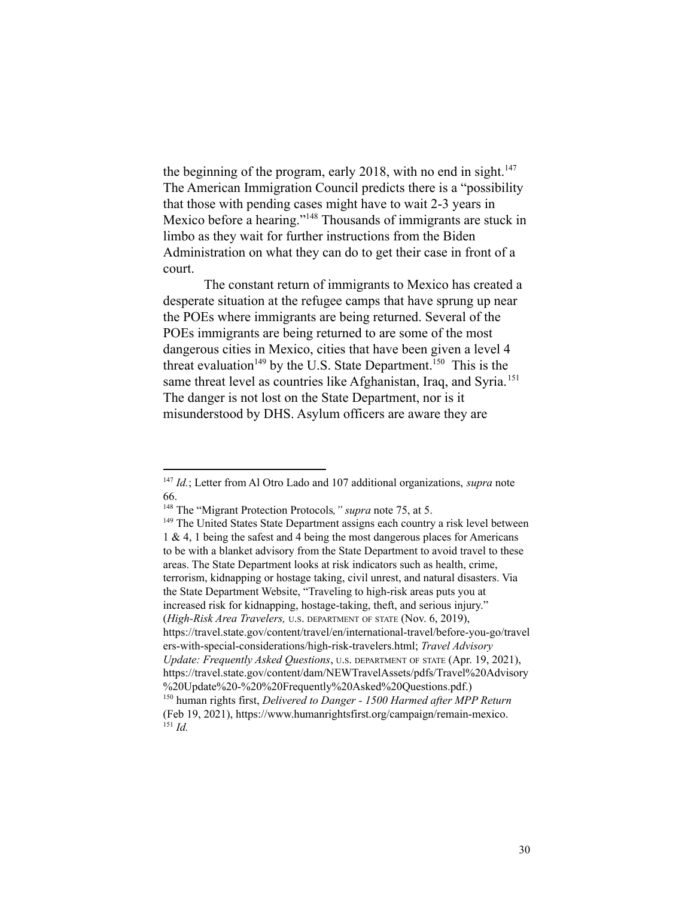the beginning of the program, early 2018, with no end in sight.[147] The American Immigration Council predicts there is a "possibility that those with pending cases might have to wait 2-3 years in Mexico before a hearing."[148] Thousands of immigrants are stuck in limbo as they wait for further instructions from the Biden Administration on what they can do to get their case in front of a court.

The constant return of immigrants to Mexico has created a desperate situation at the refugee camps that have sprung up near the POEs where immigrants are being returned. Several of the POEs immigrants are being returned to are some of the most dangerous cities in Mexico, cities that have been given a level 4 threat evaluation[149] by the U.S. State Department.[150] This is the same threat level as countries like Afghanistan, Iraq, and Syria.[151] The danger is not lost on the State Department, nor is it misunderstood by DHS. Asylum officers are aware they are

---

[147] *Id.*; Letter from Al Otro Lado and 107 additional organizations, *supra* note 66.

[148] The "Migrant Protection Protocols*," supra* note 75, at 5.

[149] The United States State Department assigns each country a risk level between 1 & 4, 1 being the safest and 4 being the most dangerous places for Americans to be with a blanket advisory from the State Department to avoid travel to these areas. The State Department looks at risk indicators such as health, crime, terrorism, kidnapping or hostage taking, civil unrest, and natural disasters. Via the State Department Website, "Traveling to high-risk areas puts you at increased risk for kidnapping, hostage-taking, theft, and serious injury." (*High-Risk Area Travelers,* U.S. DEPARTMENT OF STATE (Nov. 6, 2019), https://travel.state.gov/content/travel/en/international-travel/before-you-go/travelers-with-special-considerations/high-risk-travelers.html; *Travel Advisory Update: Frequently Asked Questions*, U.S. DEPARTMENT OF STATE (Apr. 19, 2021), https://travel.state.gov/content/dam/NEWTravelAssets/pdfs/Travel%20Advisory%20Update%20-%20%20Frequently%20Asked%20Questions.pdf.)

[150] human rights first, *Delivered to Danger - 1500 Harmed after MPP Return* (Feb 19, 2021), https://www.humanrightsfirst.org/campaign/remain-mexico.

[151] *Id.*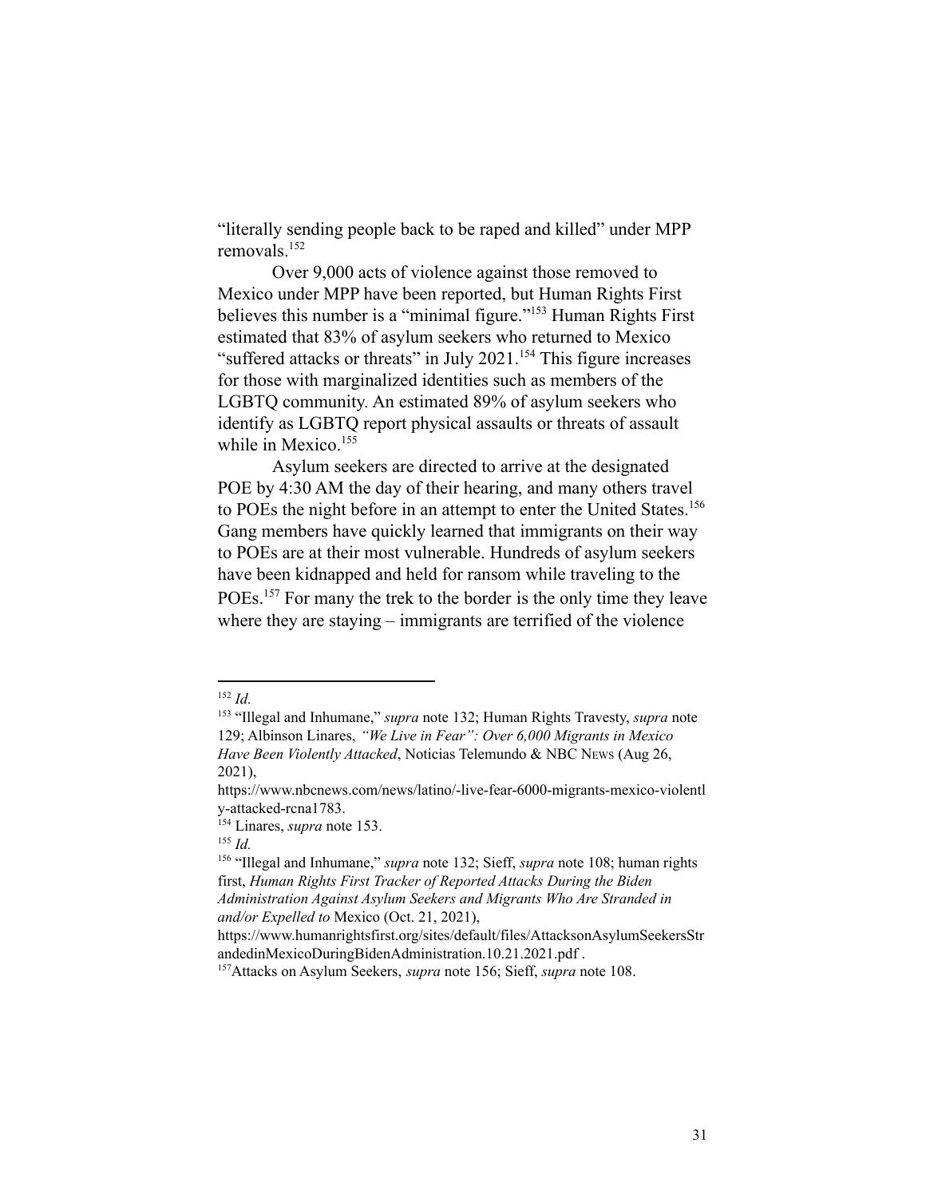"literally sending people back to be raped and killed" under MPP removals.[152]

Over 9,000 acts of violence against those removed to Mexico under MPP have been reported, but Human Rights First believes this number is a "minimal figure."[153] Human Rights First estimated that 83% of asylum seekers who returned to Mexico "suffered attacks or threats" in July 2021.[154] This figure increases for those with marginalized identities such as members of the LGBTQ community. An estimated 89% of asylum seekers who identify as LGBTQ report physical assaults or threats of assault while in Mexico.[155]

Asylum seekers are directed to arrive at the designated POE by 4:30 AM the day of their hearing, and many others travel to POEs the night before in an attempt to enter the United States.[156] Gang members have quickly learned that immigrants on their way to POEs are at their most vulnerable. Hundreds of asylum seekers have been kidnapped and held for ransom while traveling to the POEs.[157] For many the trek to the border is the only time they leave where they are staying – immigrants are terrified of the violence

---

[152] *Id.*

[153] "Illegal and Inhumane," *supra* note 132; Human Rights Travesty, *supra* note 129; Albinson Linares, *"We Live in Fear": Over 6,000 Migrants in Mexico Have Been Violently Attacked*, Noticias Telemundo & NBC News (Aug 26, 2021), https://www.nbcnews.com/news/latino/-live-fear-6000-migrants-mexico-violently-attacked-rcna1783.

[154] Linares, *supra* note 153.

[155] *Id.*

[156] "Illegal and Inhumane," *supra* note 132; Sieff, *supra* note 108; human rights first, *Human Rights First Tracker of Reported Attacks During the Biden Administration Against Asylum Seekers and Migrants Who Are Stranded in and/or Expelled to* Mexico (Oct. 21, 2021), https://www.humanrightsfirst.org/sites/default/files/AttacksonAsylumSeekersStrandedinMexicoDuringBidenAdministration.10.21.2021.pdf .

[157] Attacks on Asylum Seekers, *supra* note 156; Sieff, *supra* note 108.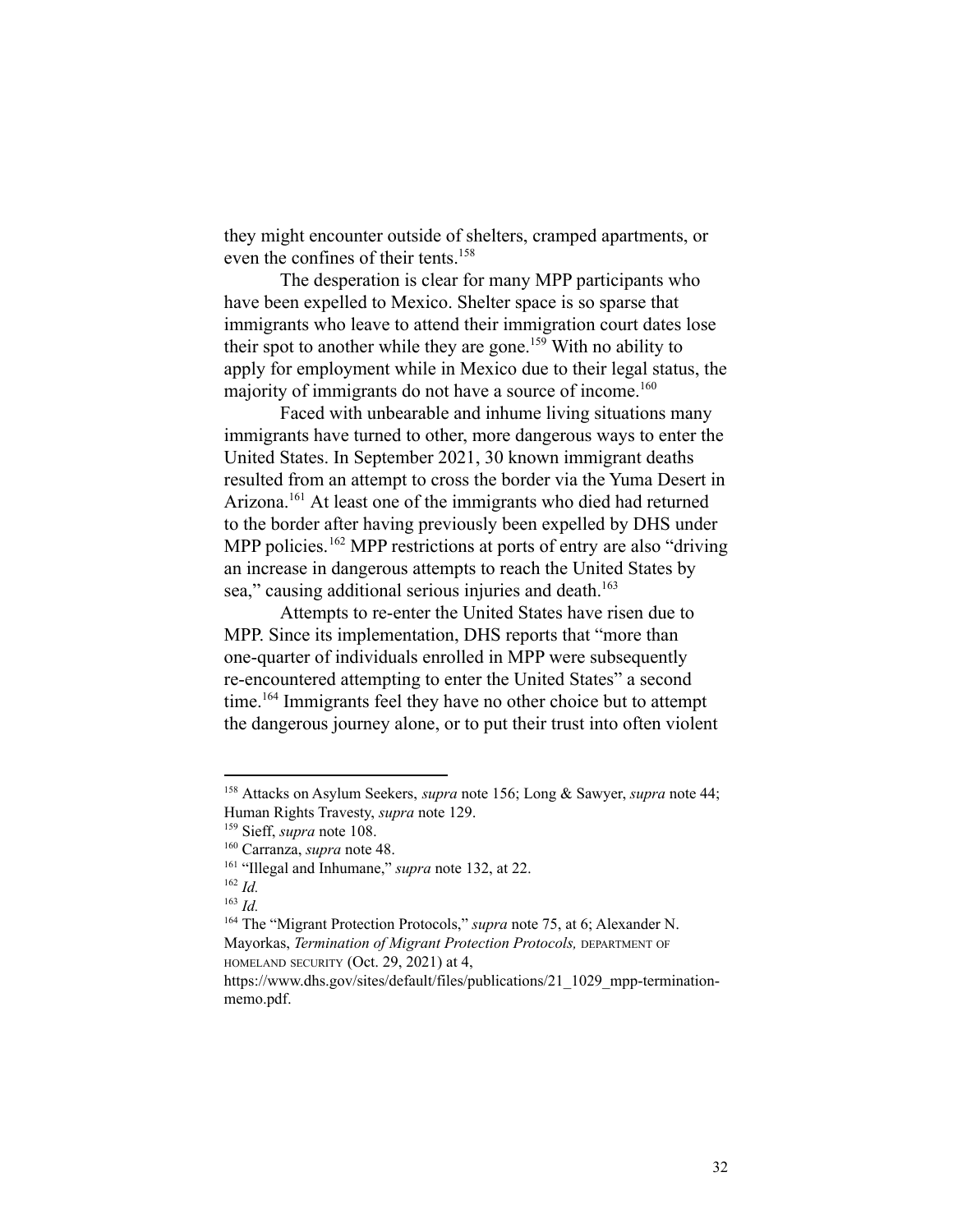they might encounter outside of shelters, cramped apartments, or even the confines of their tents.[158]

The desperation is clear for many MPP participants who have been expelled to Mexico. Shelter space is so sparse that immigrants who leave to attend their immigration court dates lose their spot to another while they are gone.[159] With no ability to apply for employment while in Mexico due to their legal status, the majority of immigrants do not have a source of income.[160]

Faced with unbearable and inhume living situations many immigrants have turned to other, more dangerous ways to enter the United States. In September 2021, 30 known immigrant deaths resulted from an attempt to cross the border via the Yuma Desert in Arizona.[161] At least one of the immigrants who died had returned to the border after having previously been expelled by DHS under MPP policies.[162] MPP restrictions at ports of entry are also "driving an increase in dangerous attempts to reach the United States by sea," causing additional serious injuries and death.[163]

Attempts to re-enter the United States have risen due to MPP. Since its implementation, DHS reports that "more than one-quarter of individuals enrolled in MPP were subsequently re-encountered attempting to enter the United States" a second time.[164] Immigrants feel they have no other choice but to attempt the dangerous journey alone, or to put their trust into often violent

---

[158] Attacks on Asylum Seekers, *supra* note 156; Long & Sawyer, *supra* note 44; Human Rights Travesty, *supra* note 129.

[159] Sieff, *supra* note 108.

[160] Carranza, *supra* note 48.

[161] "Illegal and Inhumane," *supra* note 132, at 22.

[162] *Id.*

[163] *Id.*

[164] The "Migrant Protection Protocols," *supra* note 75, at 6; Alexander N. Mayorkas, *Termination of Migrant Protection Protocols,* DEPARTMENT OF HOMELAND SECURITY (Oct. 29, 2021) at 4, https://www.dhs.gov/sites/default/files/publications/21_1029_mpp-termination-memo.pdf.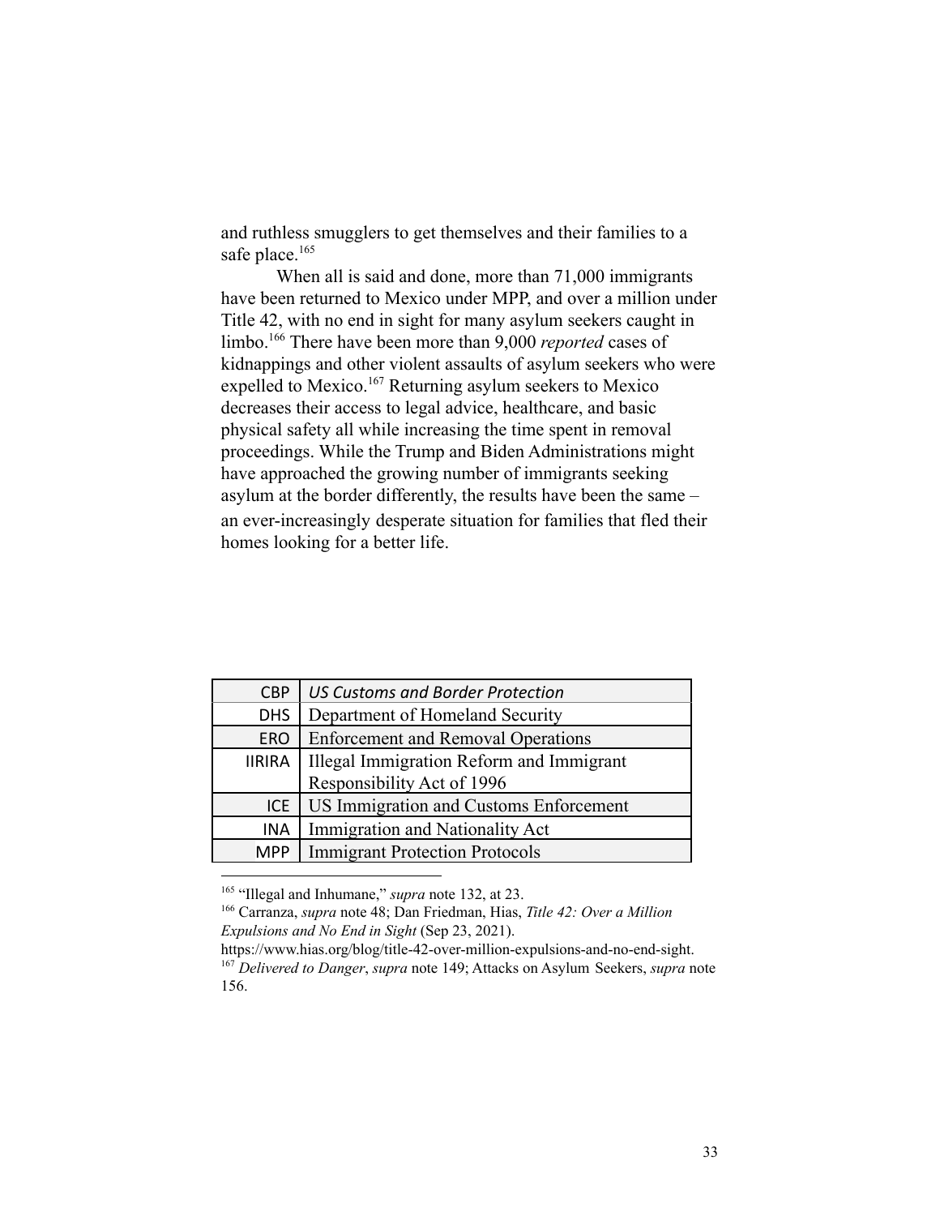and ruthless smugglers to get themselves and their families to a safe place.[165]

When all is said and done, more than 71,000 immigrants have been returned to Mexico under MPP, and over a million under Title 42, with no end in sight for many asylum seekers caught in limbo.[166] There have been more than 9,000 *reported* cases of kidnappings and other violent assaults of asylum seekers who were expelled to Mexico.[167] Returning asylum seekers to Mexico decreases their access to legal advice, healthcare, and basic physical safety all while increasing the time spent in removal proceedings. While the Trump and Biden Administrations might have approached the growing number of immigrants seeking asylum at the border differently, the results have been the same – an ever-increasingly desperate situation for families that fled their homes looking for a better life.

| CBP | *US Customs and Border Protection* |
|---|---|
| DHS | Department of Homeland Security |
| ERO | Enforcement and Removal Operations |
| IIRIRA | Illegal Immigration Reform and Immigrant Responsibility Act of 1996 |
| ICE | US Immigration and Customs Enforcement |
| INA | Immigration and Nationality Act |
| MPP | Immigrant Protection Protocols |

---

[165] "Illegal and Inhumane," *supra* note 132, at 23.

[166] Carranza, *supra* note 48; Dan Friedman, Hias, *Title 42: Over a Million Expulsions and No End in Sight* (Sep 23, 2021). https://www.hias.org/blog/title-42-over-million-expulsions-and-no-end-sight.

[167] *Delivered to Danger*, *supra* note 149; Attacks on Asylum Seekers, *supra* note 156.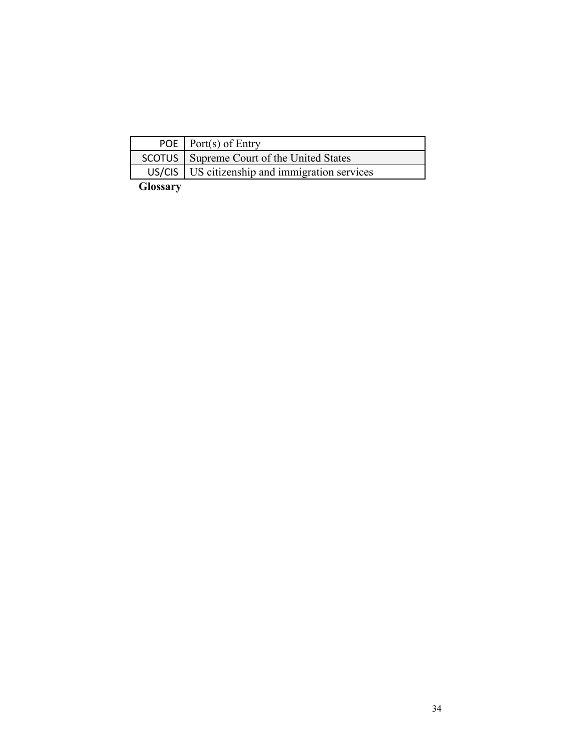| | |
|---|---|
| POE | Port(s) of Entry |
| SCOTUS | Supreme Court of the United States |
| US/CIS | US citizenship and immigration services |

**Glossary**